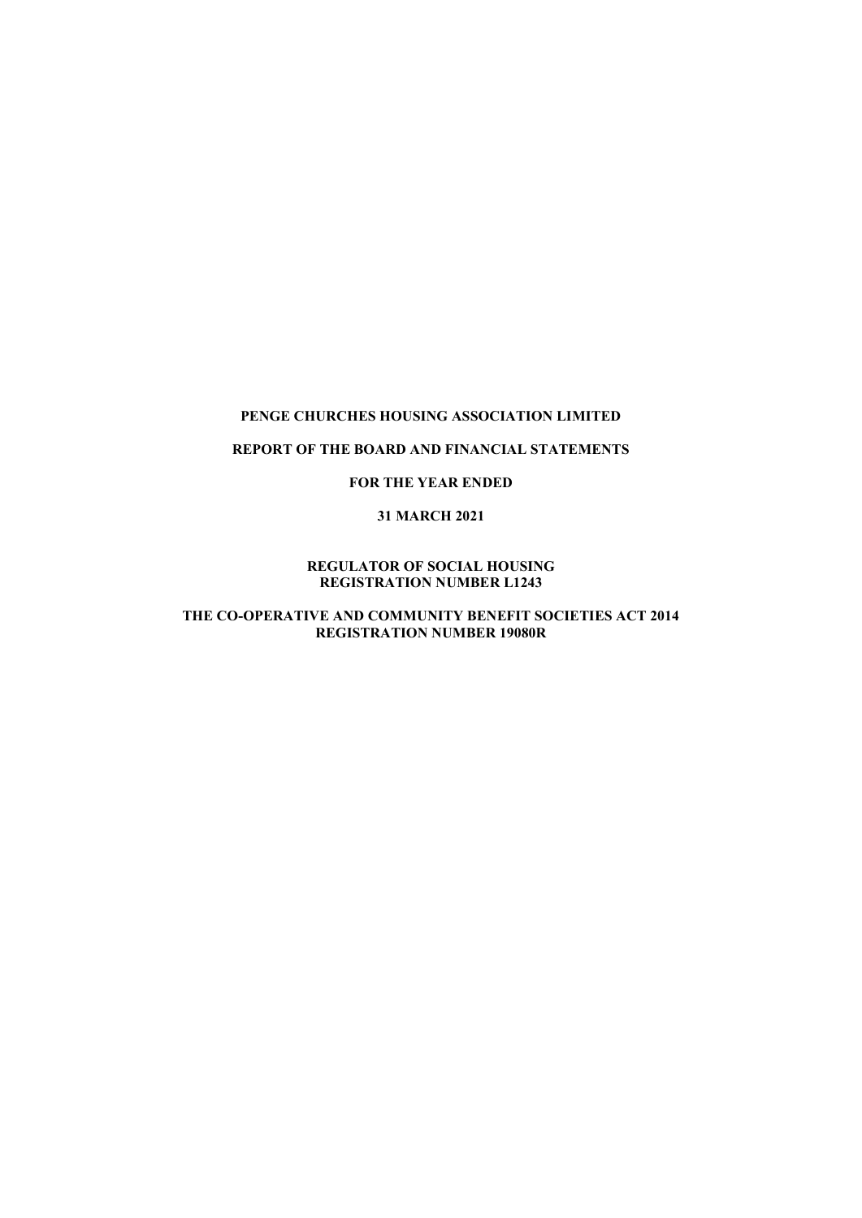# PENGE CHURCHES HOUSING ASSOCIATION LIMITED

## REPORT OF THE BOARD AND FINANCIAL STATEMENTS

## FOR THE YEAR ENDED

## 31 MARCH 2021

**REGULATOR OF SOCIAL HOUSING**
**REGISTRATION NUMBER L1243**

**THE CO-OPERATIVE AND COMMUNITY BENEFIT SOCIETIES ACT 2014**
**REGISTRATION NUMBER 19080R**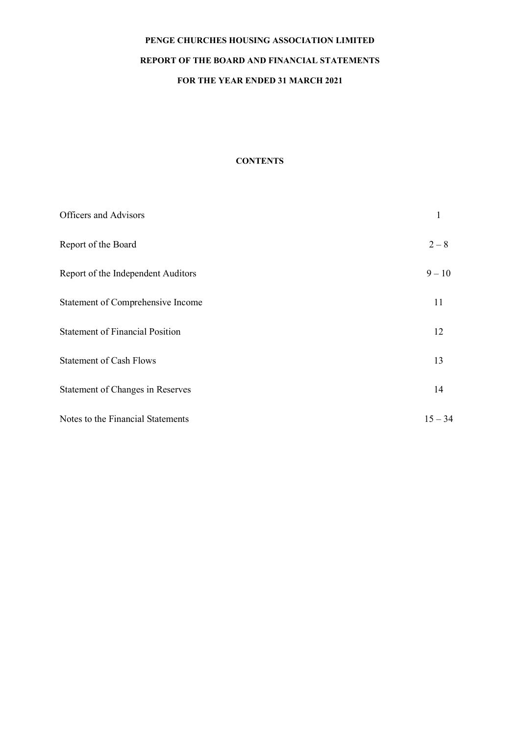**PENGE CHURCHES HOUSING ASSOCIATION LIMITED**

**REPORT OF THE BOARD AND FINANCIAL STATEMENTS**

**FOR THE YEAR ENDED 31 MARCH 2021**

**CONTENTS**

| | |
|---|---|
| Officers and Advisors | 1 |
| Report of the Board | 2 – 8 |
| Report of the Independent Auditors | 9 – 10 |
| Statement of Comprehensive Income | 11 |
| Statement of Financial Position | 12 |
| Statement of Cash Flows | 13 |
| Statement of Changes in Reserves | 14 |
| Notes to the Financial Statements | 15 – 34 |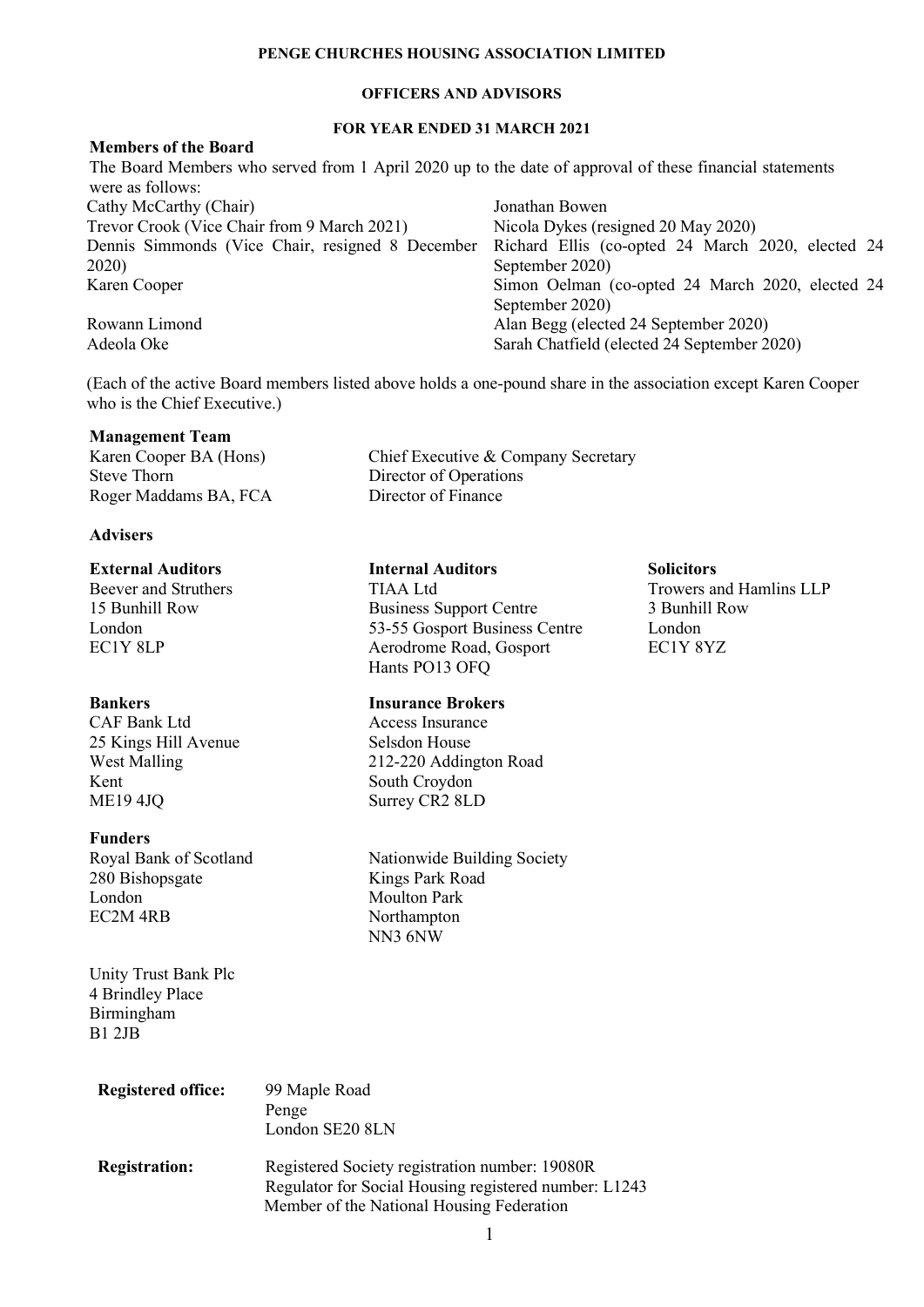**PENGE CHURCHES HOUSING ASSOCIATION LIMITED**

**OFFICERS AND ADVISORS**

**FOR YEAR ENDED 31 MARCH 2021**

**Members of the Board**

The Board Members who served from 1 April 2020 up to the date of approval of these financial statements were as follows:

| | |
|---|---|
| Cathy McCarthy (Chair) | Jonathan Bowen |
| Trevor Crook (Vice Chair from 9 March 2021) | Nicola Dykes (resigned 20 May 2020) |
| Dennis Simmonds (Vice Chair, resigned 8 December 2020) | Richard Ellis (co-opted 24 March 2020, elected 24 September 2020) |
| Karen Cooper | Simon Oelman (co-opted 24 March 2020, elected 24 September 2020) |
| Rowann Limond | Alan Begg (elected 24 September 2020) |
| Adeola Oke | Sarah Chatfield (elected 24 September 2020) |

(Each of the active Board members listed above holds a one-pound share in the association except Karen Cooper who is the Chief Executive.)

**Management Team**

| | |
|---|---|
| Karen Cooper BA (Hons) | Chief Executive & Company Secretary |
| Steve Thorn | Director of Operations |
| Roger Maddams BA, FCA | Director of Finance |

**Advisers**

**External Auditors**
Beever and Struthers
15 Bunhill Row
London
EC1Y 8LP

**Internal Auditors**
TIAA Ltd
Business Support Centre
53-55 Gosport Business Centre
Aerodrome Road, Gosport
Hants PO13 OFQ

**Solicitors**
Trowers and Hamlins LLP
3 Bunhill Row
London
EC1Y 8YZ

**Bankers**
CAF Bank Ltd
25 Kings Hill Avenue
West Malling
Kent
ME19 4JQ

**Insurance Brokers**
Access Insurance
Selsdon House
212-220 Addington Road
South Croydon
Surrey CR2 8LD

**Funders**

Royal Bank of Scotland
280 Bishopsgate
London
EC2M 4RB

Nationwide Building Society
Kings Park Road
Moulton Park
Northampton
NN3 6NW

Unity Trust Bank Plc
4 Brindley Place
Birmingham
B1 2JB

**Registered office:** 99 Maple Road
Penge
London SE20 8LN

**Registration:** Registered Society registration number: 19080R
Regulator for Social Housing registered number: L1243
Member of the National Housing Federation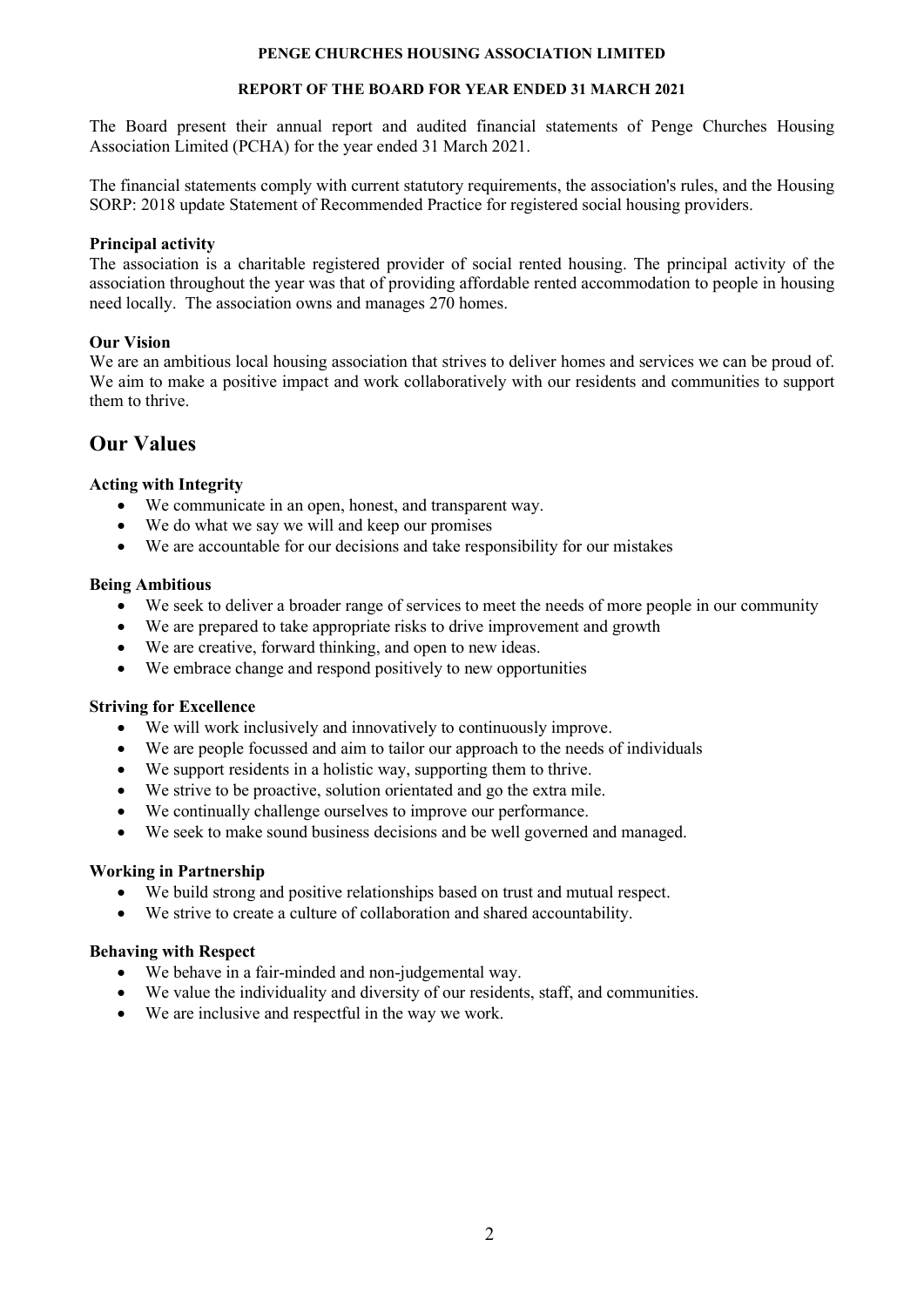**PENGE CHURCHES HOUSING ASSOCIATION LIMITED**

**REPORT OF THE BOARD FOR YEAR ENDED 31 MARCH 2021**

The Board present their annual report and audited financial statements of Penge Churches Housing Association Limited (PCHA) for the year ended 31 March 2021.

The financial statements comply with current statutory requirements, the association's rules, and the Housing SORP: 2018 update Statement of Recommended Practice for registered social housing providers.

**Principal activity**
The association is a charitable registered provider of social rented housing. The principal activity of the association throughout the year was that of providing affordable rented accommodation to people in housing need locally. The association owns and manages 270 homes.

**Our Vision**
We are an ambitious local housing association that strives to deliver homes and services we can be proud of. We aim to make a positive impact and work collaboratively with our residents and communities to support them to thrive.

# Our Values

**Acting with Integrity**

- We communicate in an open, honest, and transparent way.
- We do what we say we will and keep our promises
- We are accountable for our decisions and take responsibility for our mistakes

**Being Ambitious**

- We seek to deliver a broader range of services to meet the needs of more people in our community
- We are prepared to take appropriate risks to drive improvement and growth
- We are creative, forward thinking, and open to new ideas.
- We embrace change and respond positively to new opportunities

**Striving for Excellence**

- We will work inclusively and innovatively to continuously improve.
- We are people focussed and aim to tailor our approach to the needs of individuals
- We support residents in a holistic way, supporting them to thrive.
- We strive to be proactive, solution orientated and go the extra mile.
- We continually challenge ourselves to improve our performance.
- We seek to make sound business decisions and be well governed and managed.

**Working in Partnership**

- We build strong and positive relationships based on trust and mutual respect.
- We strive to create a culture of collaboration and shared accountability.

**Behaving with Respect**

- We behave in a fair-minded and non-judgemental way.
- We value the individuality and diversity of our residents, staff, and communities.
- We are inclusive and respectful in the way we work.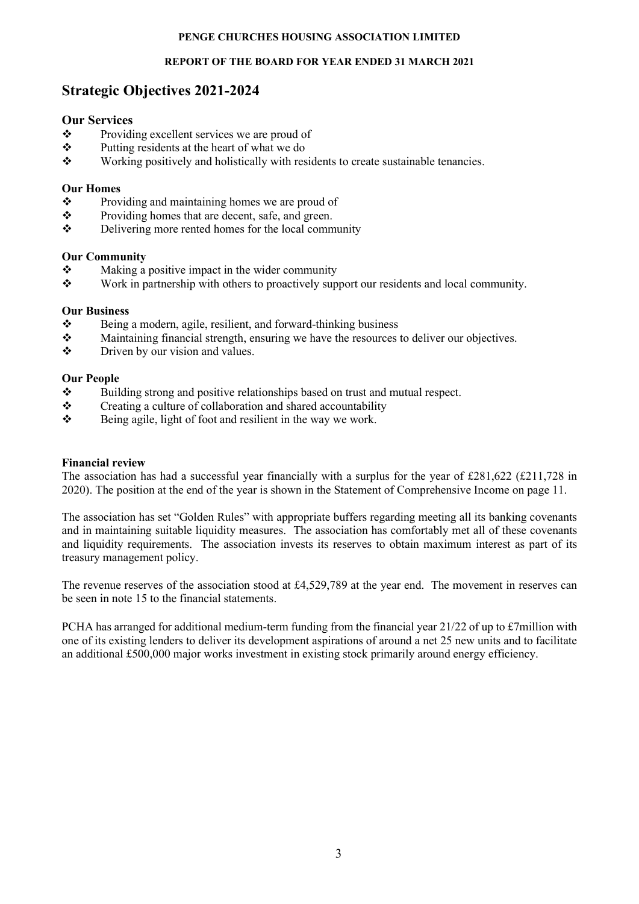# Strategic Objectives 2021-2024

## Our Services

- Providing excellent services we are proud of
- Putting residents at the heart of what we do
- Working positively and holistically with residents to create sustainable tenancies.

## Our Homes

- Providing and maintaining homes we are proud of
- Providing homes that are decent, safe, and green.
- Delivering more rented homes for the local community

## Our Community

- Making a positive impact in the wider community
- Work in partnership with others to proactively support our residents and local community.

## Our Business

- Being a modern, agile, resilient, and forward-thinking business
- Maintaining financial strength, ensuring we have the resources to deliver our objectives.
- Driven by our vision and values.

## Our People

- Building strong and positive relationships based on trust and mutual respect.
- Creating a culture of collaboration and shared accountability
- Being agile, light of foot and resilient in the way we work.

**Financial review**

The association has had a successful year financially with a surplus for the year of £281,622 (£211,728 in 2020). The position at the end of the year is shown in the Statement of Comprehensive Income on page 11.

The association has set "Golden Rules" with appropriate buffers regarding meeting all its banking covenants and in maintaining suitable liquidity measures. The association has comfortably met all of these covenants and liquidity requirements. The association invests its reserves to obtain maximum interest as part of its treasury management policy.

The revenue reserves of the association stood at £4,529,789 at the year end. The movement in reserves can be seen in note 15 to the financial statements.

PCHA has arranged for additional medium-term funding from the financial year 21/22 of up to £7million with one of its existing lenders to deliver its development aspirations of around a net 25 new units and to facilitate an additional £500,000 major works investment in existing stock primarily around energy efficiency.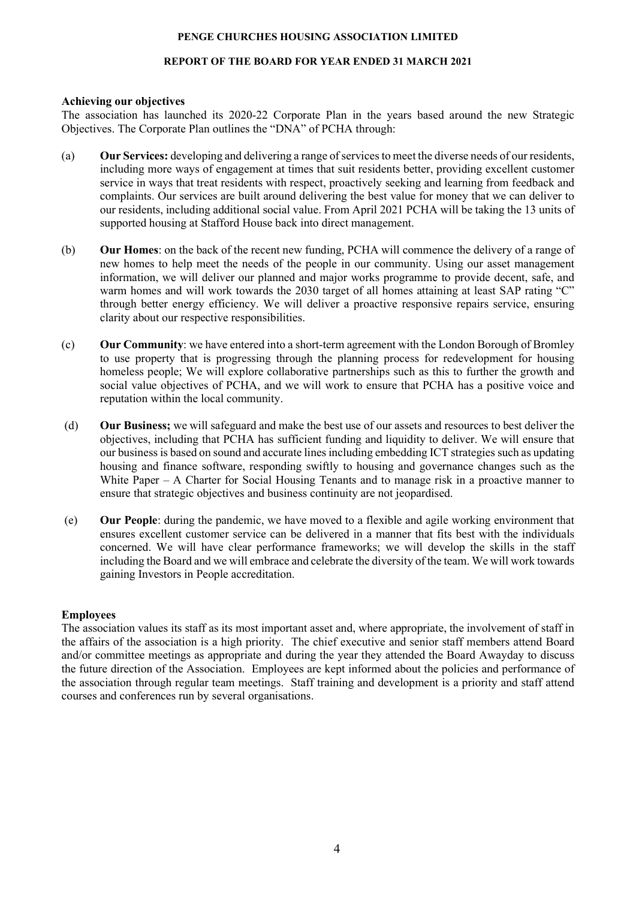## Achieving our objectives

The association has launched its 2020-22 Corporate Plan in the years based around the new Strategic Objectives. The Corporate Plan outlines the "DNA" of PCHA through:

(a) **Our Services:** developing and delivering a range of services to meet the diverse needs of our residents, including more ways of engagement at times that suit residents better, providing excellent customer service in ways that treat residents with respect, proactively seeking and learning from feedback and complaints. Our services are built around delivering the best value for money that we can deliver to our residents, including additional social value. From April 2021 PCHA will be taking the 13 units of supported housing at Stafford House back into direct management.

(b) **Our Homes**: on the back of the recent new funding, PCHA will commence the delivery of a range of new homes to help meet the needs of the people in our community. Using our asset management information, we will deliver our planned and major works programme to provide decent, safe, and warm homes and will work towards the 2030 target of all homes attaining at least SAP rating "C" through better energy efficiency. We will deliver a proactive responsive repairs service, ensuring clarity about our respective responsibilities.

(c) **Our Community**: we have entered into a short-term agreement with the London Borough of Bromley to use property that is progressing through the planning process for redevelopment for housing homeless people; We will explore collaborative partnerships such as this to further the growth and social value objectives of PCHA, and we will work to ensure that PCHA has a positive voice and reputation within the local community.

(d) **Our Business;** we will safeguard and make the best use of our assets and resources to best deliver the objectives, including that PCHA has sufficient funding and liquidity to deliver. We will ensure that our business is based on sound and accurate lines including embedding ICT strategies such as updating housing and finance software, responding swiftly to housing and governance changes such as the White Paper – A Charter for Social Housing Tenants and to manage risk in a proactive manner to ensure that strategic objectives and business continuity are not jeopardised.

(e) **Our People**: during the pandemic, we have moved to a flexible and agile working environment that ensures excellent customer service can be delivered in a manner that fits best with the individuals concerned. We will have clear performance frameworks; we will develop the skills in the staff including the Board and we will embrace and celebrate the diversity of the team. We will work towards gaining Investors in People accreditation.

## Employees

The association values its staff as its most important asset and, where appropriate, the involvement of staff in the affairs of the association is a high priority. The chief executive and senior staff members attend Board and/or committee meetings as appropriate and during the year they attended the Board Awayday to discuss the future direction of the Association. Employees are kept informed about the policies and performance of the association through regular team meetings. Staff training and development is a priority and staff attend courses and conferences run by several organisations.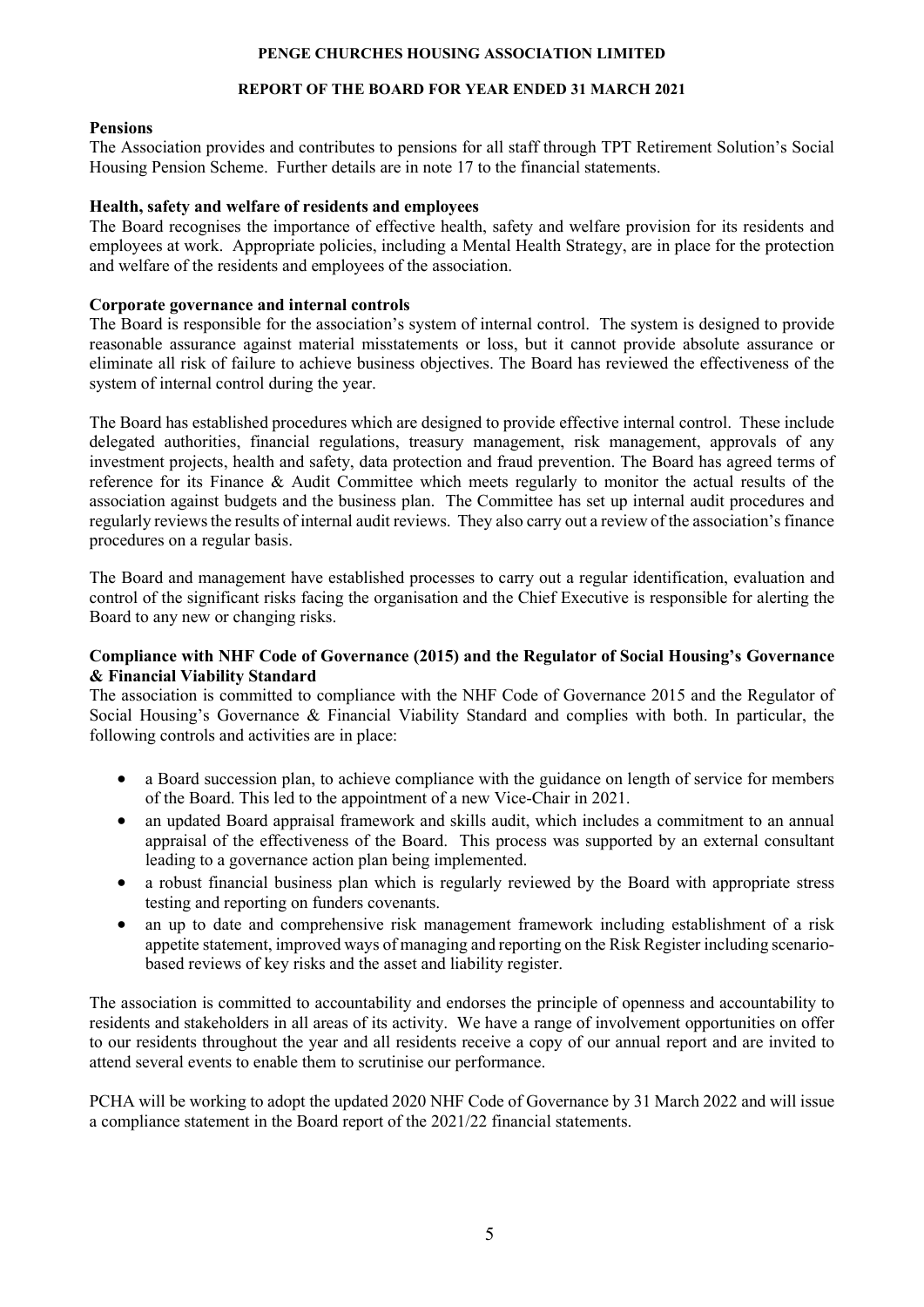## Pensions

The Association provides and contributes to pensions for all staff through TPT Retirement Solution's Social Housing Pension Scheme. Further details are in note 17 to the financial statements.

## Health, safety and welfare of residents and employees

The Board recognises the importance of effective health, safety and welfare provision for its residents and employees at work. Appropriate policies, including a Mental Health Strategy, are in place for the protection and welfare of the residents and employees of the association.

## Corporate governance and internal controls

The Board is responsible for the association's system of internal control. The system is designed to provide reasonable assurance against material misstatements or loss, but it cannot provide absolute assurance or eliminate all risk of failure to achieve business objectives. The Board has reviewed the effectiveness of the system of internal control during the year.

The Board has established procedures which are designed to provide effective internal control. These include delegated authorities, financial regulations, treasury management, risk management, approvals of any investment projects, health and safety, data protection and fraud prevention. The Board has agreed terms of reference for its Finance & Audit Committee which meets regularly to monitor the actual results of the association against budgets and the business plan. The Committee has set up internal audit procedures and regularly reviews the results of internal audit reviews. They also carry out a review of the association's finance procedures on a regular basis.

The Board and management have established processes to carry out a regular identification, evaluation and control of the significant risks facing the organisation and the Chief Executive is responsible for alerting the Board to any new or changing risks.

## Compliance with NHF Code of Governance (2015) and the Regulator of Social Housing's Governance & Financial Viability Standard

The association is committed to compliance with the NHF Code of Governance 2015 and the Regulator of Social Housing's Governance & Financial Viability Standard and complies with both. In particular, the following controls and activities are in place:

- a Board succession plan, to achieve compliance with the guidance on length of service for members of the Board. This led to the appointment of a new Vice-Chair in 2021.
- an updated Board appraisal framework and skills audit, which includes a commitment to an annual appraisal of the effectiveness of the Board. This process was supported by an external consultant leading to a governance action plan being implemented.
- a robust financial business plan which is regularly reviewed by the Board with appropriate stress testing and reporting on funders covenants.
- an up to date and comprehensive risk management framework including establishment of a risk appetite statement, improved ways of managing and reporting on the Risk Register including scenario-based reviews of key risks and the asset and liability register.

The association is committed to accountability and endorses the principle of openness and accountability to residents and stakeholders in all areas of its activity. We have a range of involvement opportunities on offer to our residents throughout the year and all residents receive a copy of our annual report and are invited to attend several events to enable them to scrutinise our performance.

PCHA will be working to adopt the updated 2020 NHF Code of Governance by 31 March 2022 and will issue a compliance statement in the Board report of the 2021/22 financial statements.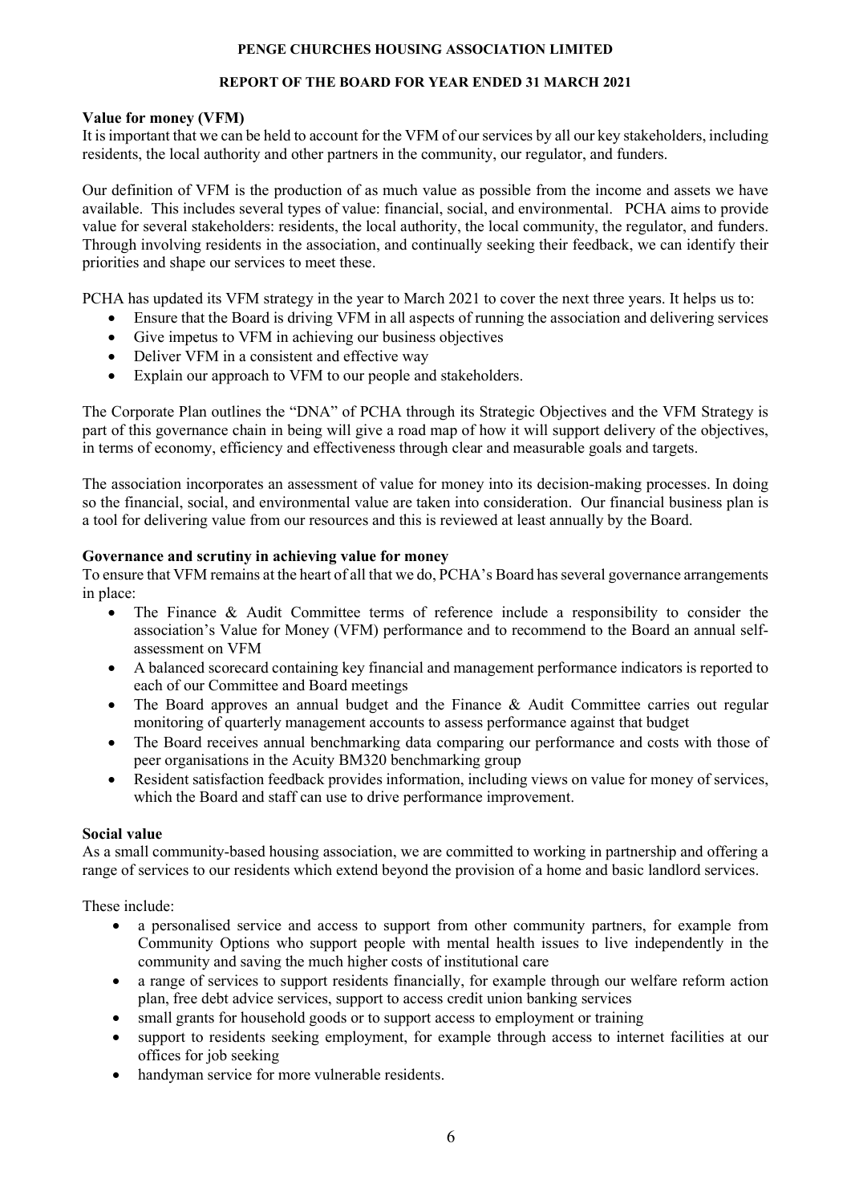## Value for money (VFM)

It is important that we can be held to account for the VFM of our services by all our key stakeholders, including residents, the local authority and other partners in the community, our regulator, and funders.

Our definition of VFM is the production of as much value as possible from the income and assets we have available. This includes several types of value: financial, social, and environmental. PCHA aims to provide value for several stakeholders: residents, the local authority, the local community, the regulator, and funders. Through involving residents in the association, and continually seeking their feedback, we can identify their priorities and shape our services to meet these.

PCHA has updated its VFM strategy in the year to March 2021 to cover the next three years. It helps us to:

- Ensure that the Board is driving VFM in all aspects of running the association and delivering services
- Give impetus to VFM in achieving our business objectives
- Deliver VFM in a consistent and effective way
- Explain our approach to VFM to our people and stakeholders.

The Corporate Plan outlines the "DNA" of PCHA through its Strategic Objectives and the VFM Strategy is part of this governance chain in being will give a road map of how it will support delivery of the objectives, in terms of economy, efficiency and effectiveness through clear and measurable goals and targets.

The association incorporates an assessment of value for money into its decision-making processes. In doing so the financial, social, and environmental value are taken into consideration. Our financial business plan is a tool for delivering value from our resources and this is reviewed at least annually by the Board.

## Governance and scrutiny in achieving value for money

To ensure that VFM remains at the heart of all that we do, PCHA's Board has several governance arrangements in place:

- The Finance & Audit Committee terms of reference include a responsibility to consider the association's Value for Money (VFM) performance and to recommend to the Board an annual self-assessment on VFM
- A balanced scorecard containing key financial and management performance indicators is reported to each of our Committee and Board meetings
- The Board approves an annual budget and the Finance & Audit Committee carries out regular monitoring of quarterly management accounts to assess performance against that budget
- The Board receives annual benchmarking data comparing our performance and costs with those of peer organisations in the Acuity BM320 benchmarking group
- Resident satisfaction feedback provides information, including views on value for money of services, which the Board and staff can use to drive performance improvement.

## Social value

As a small community-based housing association, we are committed to working in partnership and offering a range of services to our residents which extend beyond the provision of a home and basic landlord services.

These include:

- a personalised service and access to support from other community partners, for example from Community Options who support people with mental health issues to live independently in the community and saving the much higher costs of institutional care
- a range of services to support residents financially, for example through our welfare reform action plan, free debt advice services, support to access credit union banking services
- small grants for household goods or to support access to employment or training
- support to residents seeking employment, for example through access to internet facilities at our offices for job seeking
- handyman service for more vulnerable residents.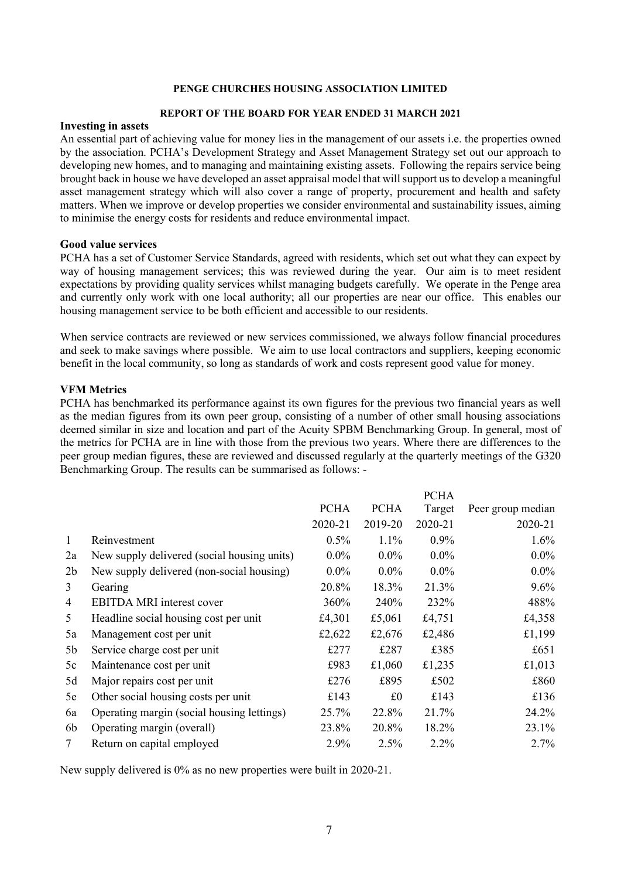**PENGE CHURCHES HOUSING ASSOCIATION LIMITED**

**REPORT OF THE BOARD FOR YEAR ENDED 31 MARCH 2021**

### Investing in assets

An essential part of achieving value for money lies in the management of our assets i.e. the properties owned by the association. PCHA's Development Strategy and Asset Management Strategy set out our approach to developing new homes, and to managing and maintaining existing assets. Following the repairs service being brought back in house we have developed an asset appraisal model that will support us to develop a meaningful asset management strategy which will also cover a range of property, procurement and health and safety matters. When we improve or develop properties we consider environmental and sustainability issues, aiming to minimise the energy costs for residents and reduce environmental impact.

### Good value services

PCHA has a set of Customer Service Standards, agreed with residents, which set out what they can expect by way of housing management services; this was reviewed during the year. Our aim is to meet resident expectations by providing quality services whilst managing budgets carefully. We operate in the Penge area and currently only work with one local authority; all our properties are near our office. This enables our housing management service to be both efficient and accessible to our residents.

When service contracts are reviewed or new services commissioned, we always follow financial procedures and seek to make savings where possible. We aim to use local contractors and suppliers, keeping economic benefit in the local community, so long as standards of work and costs represent good value for money.

### VFM Metrics

PCHA has benchmarked its performance against its own figures for the previous two financial years as well as the median figures from its own peer group, consisting of a number of other small housing associations deemed similar in size and location and part of the Acuity SPBM Benchmarking Group. In general, most of the metrics for PCHA are in line with those from the previous two years. Where there are differences to the peer group median figures, these are reviewed and discussed regularly at the quarterly meetings of the G320 Benchmarking Group. The results can be summarised as follows: -

| | | PCHA | PCHA | PCHA Target | Peer group median |
|---|---|---|---|---|---|
| | | 2020-21 | 2019-20 | 2020-21 | 2020-21 |
| 1 | Reinvestment | 0.5% | 1.1% | 0.9% | 1.6% |
| 2a | New supply delivered (social housing units) | 0.0% | 0.0% | 0.0% | 0.0% |
| 2b | New supply delivered (non-social housing) | 0.0% | 0.0% | 0.0% | 0.0% |
| 3 | Gearing | 20.8% | 18.3% | 21.3% | 9.6% |
| 4 | EBITDA MRI interest cover | 360% | 240% | 232% | 488% |
| 5 | Headline social housing cost per unit | £4,301 | £5,061 | £4,751 | £4,358 |
| 5a | Management cost per unit | £2,622 | £2,676 | £2,486 | £1,199 |
| 5b | Service charge cost per unit | £277 | £287 | £385 | £651 |
| 5c | Maintenance cost per unit | £983 | £1,060 | £1,235 | £1,013 |
| 5d | Major repairs cost per unit | £276 | £895 | £502 | £860 |
| 5e | Other social housing costs per unit | £143 | £0 | £143 | £136 |
| 6a | Operating margin (social housing lettings) | 25.7% | 22.8% | 21.7% | 24.2% |
| 6b | Operating margin (overall) | 23.8% | 20.8% | 18.2% | 23.1% |
| 7 | Return on capital employed | 2.9% | 2.5% | 2.2% | 2.7% |

New supply delivered is 0% as no new properties were built in 2020-21.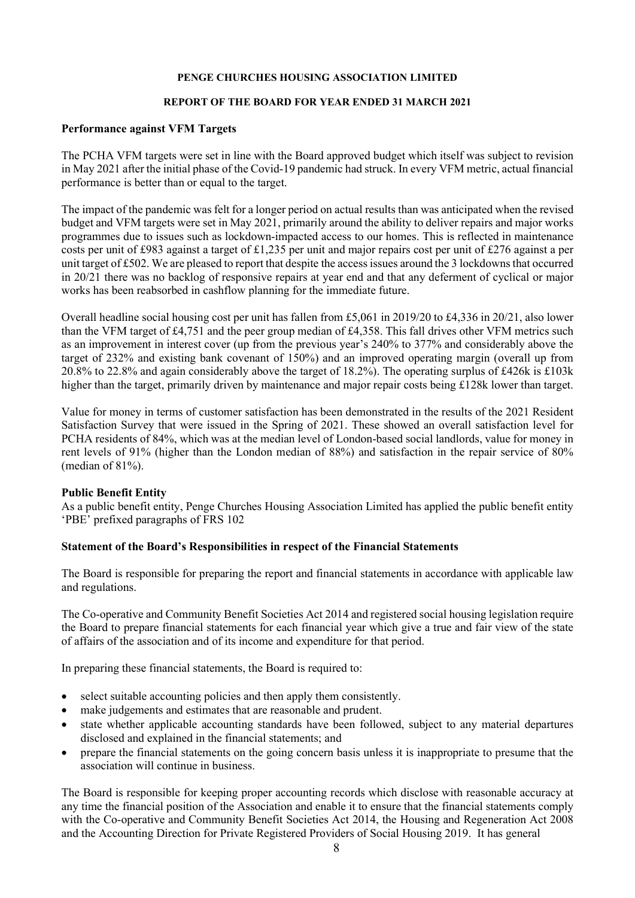**PENGE CHURCHES HOUSING ASSOCIATION LIMITED**

**REPORT OF THE BOARD FOR YEAR ENDED 31 MARCH 2021**

**Performance against VFM Targets**

The PCHA VFM targets were set in line with the Board approved budget which itself was subject to revision in May 2021 after the initial phase of the Covid-19 pandemic had struck. In every VFM metric, actual financial performance is better than or equal to the target.

The impact of the pandemic was felt for a longer period on actual results than was anticipated when the revised budget and VFM targets were set in May 2021, primarily around the ability to deliver repairs and major works programmes due to issues such as lockdown-impacted access to our homes. This is reflected in maintenance costs per unit of £983 against a target of £1,235 per unit and major repairs cost per unit of £276 against a per unit target of £502. We are pleased to report that despite the access issues around the 3 lockdowns that occurred in 20/21 there was no backlog of responsive repairs at year end and that any deferment of cyclical or major works has been reabsorbed in cashflow planning for the immediate future.

Overall headline social housing cost per unit has fallen from £5,061 in 2019/20 to £4,336 in 20/21, also lower than the VFM target of £4,751 and the peer group median of £4,358. This fall drives other VFM metrics such as an improvement in interest cover (up from the previous year's 240% to 377% and considerably above the target of 232% and existing bank covenant of 150%) and an improved operating margin (overall up from 20.8% to 22.8% and again considerably above the target of 18.2%). The operating surplus of £426k is £103k higher than the target, primarily driven by maintenance and major repair costs being £128k lower than target.

Value for money in terms of customer satisfaction has been demonstrated in the results of the 2021 Resident Satisfaction Survey that were issued in the Spring of 2021. These showed an overall satisfaction level for PCHA residents of 84%, which was at the median level of London-based social landlords, value for money in rent levels of 91% (higher than the London median of 88%) and satisfaction in the repair service of 80% (median of 81%).

**Public Benefit Entity**

As a public benefit entity, Penge Churches Housing Association Limited has applied the public benefit entity 'PBE' prefixed paragraphs of FRS 102

**Statement of the Board's Responsibilities in respect of the Financial Statements**

The Board is responsible for preparing the report and financial statements in accordance with applicable law and regulations.

The Co-operative and Community Benefit Societies Act 2014 and registered social housing legislation require the Board to prepare financial statements for each financial year which give a true and fair view of the state of affairs of the association and of its income and expenditure for that period.

In preparing these financial statements, the Board is required to:

- select suitable accounting policies and then apply them consistently.
- make judgements and estimates that are reasonable and prudent.
- state whether applicable accounting standards have been followed, subject to any material departures disclosed and explained in the financial statements; and
- prepare the financial statements on the going concern basis unless it is inappropriate to presume that the association will continue in business.

The Board is responsible for keeping proper accounting records which disclose with reasonable accuracy at any time the financial position of the Association and enable it to ensure that the financial statements comply with the Co-operative and Community Benefit Societies Act 2014, the Housing and Regeneration Act 2008 and the Accounting Direction for Private Registered Providers of Social Housing 2019. It has general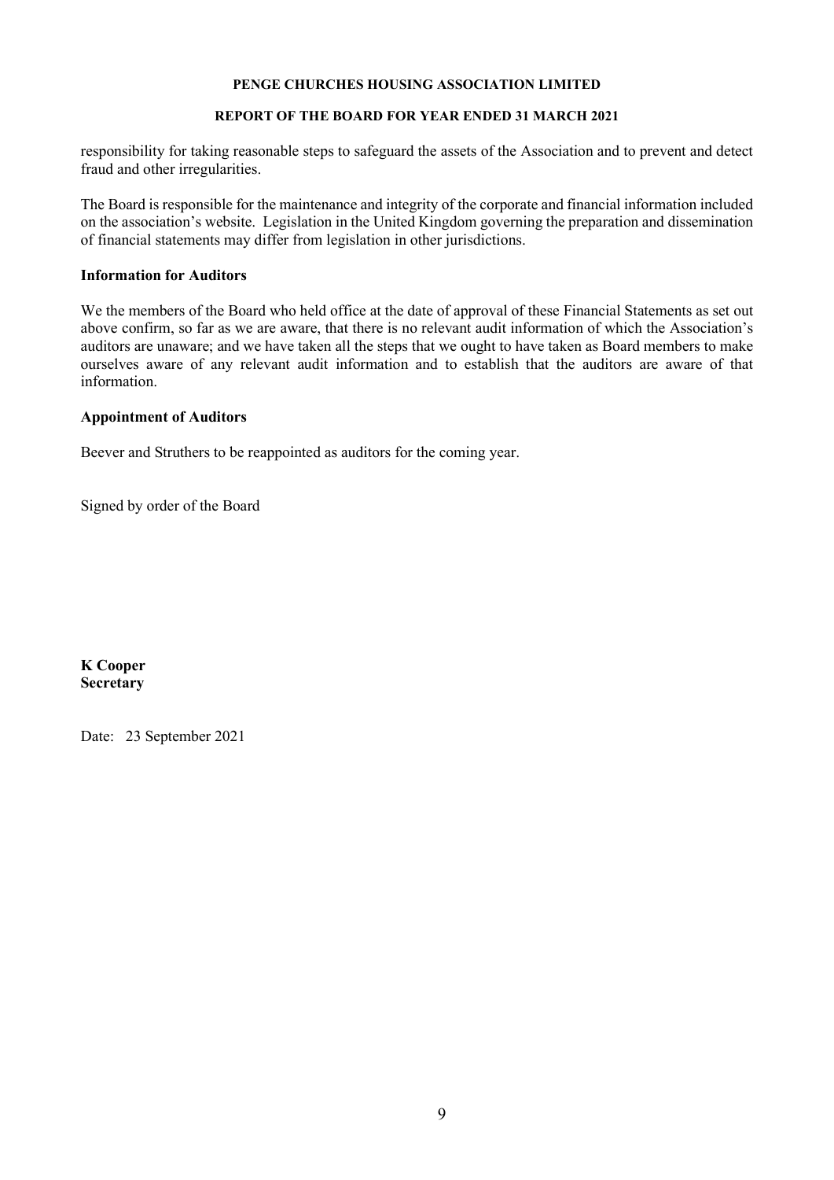responsibility for taking reasonable steps to safeguard the assets of the Association and to prevent and detect fraud and other irregularities.

The Board is responsible for the maintenance and integrity of the corporate and financial information included on the association's website. Legislation in the United Kingdom governing the preparation and dissemination of financial statements may differ from legislation in other jurisdictions.

**Information for Auditors**

We the members of the Board who held office at the date of approval of these Financial Statements as set out above confirm, so far as we are aware, that there is no relevant audit information of which the Association's auditors are unaware; and we have taken all the steps that we ought to have taken as Board members to make ourselves aware of any relevant audit information and to establish that the auditors are aware of that information.

**Appointment of Auditors**

Beever and Struthers to be reappointed as auditors for the coming year.

Signed by order of the Board

**K Cooper**
**Secretary**

Date: 23 September 2021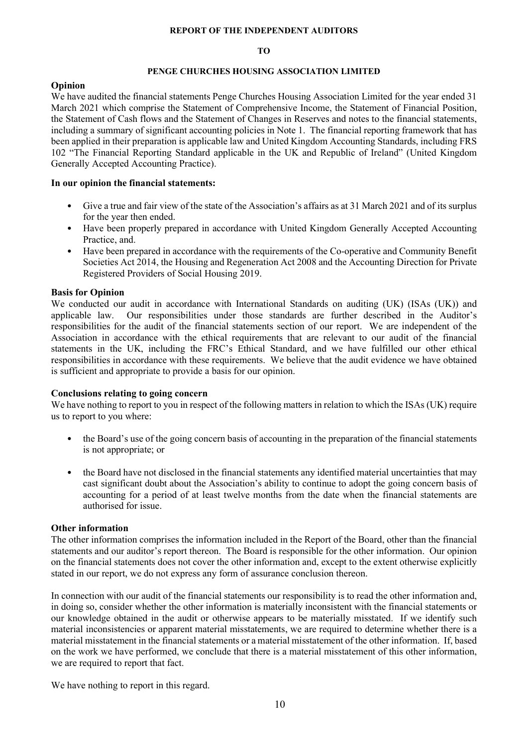**REPORT OF THE INDEPENDENT AUDITORS**

**TO**

**PENGE CHURCHES HOUSING ASSOCIATION LIMITED**

## Opinion

We have audited the financial statements Penge Churches Housing Association Limited for the year ended 31 March 2021 which comprise the Statement of Comprehensive Income, the Statement of Financial Position, the Statement of Cash flows and the Statement of Changes in Reserves and notes to the financial statements, including a summary of significant accounting policies in Note 1. The financial reporting framework that has been applied in their preparation is applicable law and United Kingdom Accounting Standards, including FRS 102 "The Financial Reporting Standard applicable in the UK and Republic of Ireland" (United Kingdom Generally Accepted Accounting Practice).

**In our opinion the financial statements:**

- Give a true and fair view of the state of the Association's affairs as at 31 March 2021 and of its surplus for the year then ended.
- Have been properly prepared in accordance with United Kingdom Generally Accepted Accounting Practice, and.
- Have been prepared in accordance with the requirements of the Co-operative and Community Benefit Societies Act 2014, the Housing and Regeneration Act 2008 and the Accounting Direction for Private Registered Providers of Social Housing 2019.

## Basis for Opinion

We conducted our audit in accordance with International Standards on auditing (UK) (ISAs (UK)) and applicable law. Our responsibilities under those standards are further described in the Auditor's responsibilities for the audit of the financial statements section of our report. We are independent of the Association in accordance with the ethical requirements that are relevant to our audit of the financial statements in the UK, including the FRC's Ethical Standard, and we have fulfilled our other ethical responsibilities in accordance with these requirements. We believe that the audit evidence we have obtained is sufficient and appropriate to provide a basis for our opinion.

## Conclusions relating to going concern

We have nothing to report to you in respect of the following matters in relation to which the ISAs (UK) require us to report to you where:

- the Board's use of the going concern basis of accounting in the preparation of the financial statements is not appropriate; or
- the Board have not disclosed in the financial statements any identified material uncertainties that may cast significant doubt about the Association's ability to continue to adopt the going concern basis of accounting for a period of at least twelve months from the date when the financial statements are authorised for issue.

## Other information

The other information comprises the information included in the Report of the Board, other than the financial statements and our auditor's report thereon. The Board is responsible for the other information. Our opinion on the financial statements does not cover the other information and, except to the extent otherwise explicitly stated in our report, we do not express any form of assurance conclusion thereon.

In connection with our audit of the financial statements our responsibility is to read the other information and, in doing so, consider whether the other information is materially inconsistent with the financial statements or our knowledge obtained in the audit or otherwise appears to be materially misstated. If we identify such material inconsistencies or apparent material misstatements, we are required to determine whether there is a material misstatement in the financial statements or a material misstatement of the other information. If, based on the work we have performed, we conclude that there is a material misstatement of this other information, we are required to report that fact.

We have nothing to report in this regard.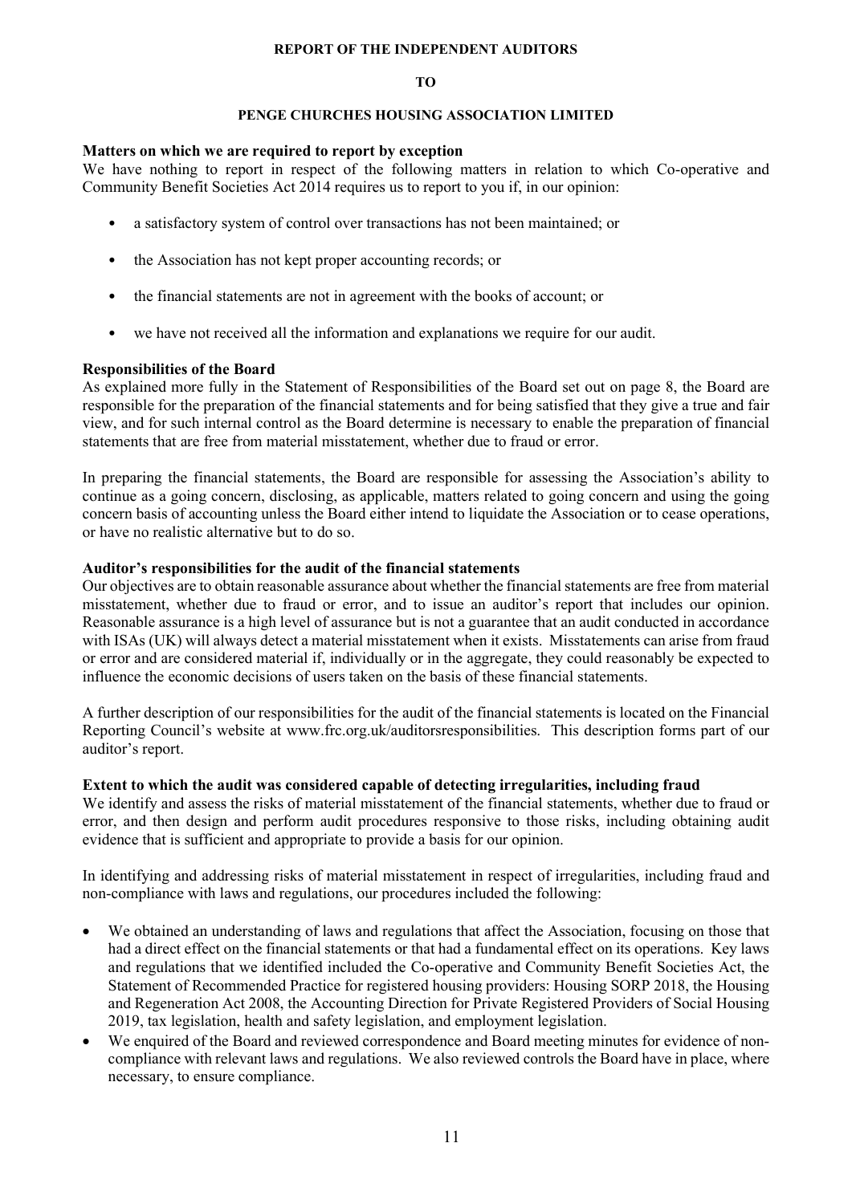**REPORT OF THE INDEPENDENT AUDITORS**

**TO**

**PENGE CHURCHES HOUSING ASSOCIATION LIMITED**

**Matters on which we are required to report by exception**

We have nothing to report in respect of the following matters in relation to which Co-operative and Community Benefit Societies Act 2014 requires us to report to you if, in our opinion:

- a satisfactory system of control over transactions has not been maintained; or
- the Association has not kept proper accounting records; or
- the financial statements are not in agreement with the books of account; or
- we have not received all the information and explanations we require for our audit.

**Responsibilities of the Board**

As explained more fully in the Statement of Responsibilities of the Board set out on page 8, the Board are responsible for the preparation of the financial statements and for being satisfied that they give a true and fair view, and for such internal control as the Board determine is necessary to enable the preparation of financial statements that are free from material misstatement, whether due to fraud or error.

In preparing the financial statements, the Board are responsible for assessing the Association's ability to continue as a going concern, disclosing, as applicable, matters related to going concern and using the going concern basis of accounting unless the Board either intend to liquidate the Association or to cease operations, or have no realistic alternative but to do so.

**Auditor's responsibilities for the audit of the financial statements**

Our objectives are to obtain reasonable assurance about whether the financial statements are free from material misstatement, whether due to fraud or error, and to issue an auditor's report that includes our opinion. Reasonable assurance is a high level of assurance but is not a guarantee that an audit conducted in accordance with ISAs (UK) will always detect a material misstatement when it exists. Misstatements can arise from fraud or error and are considered material if, individually or in the aggregate, they could reasonably be expected to influence the economic decisions of users taken on the basis of these financial statements.

A further description of our responsibilities for the audit of the financial statements is located on the Financial Reporting Council's website at www.frc.org.uk/auditorsresponsibilities. This description forms part of our auditor's report.

**Extent to which the audit was considered capable of detecting irregularities, including fraud**

We identify and assess the risks of material misstatement of the financial statements, whether due to fraud or error, and then design and perform audit procedures responsive to those risks, including obtaining audit evidence that is sufficient and appropriate to provide a basis for our opinion.

In identifying and addressing risks of material misstatement in respect of irregularities, including fraud and non-compliance with laws and regulations, our procedures included the following:

- We obtained an understanding of laws and regulations that affect the Association, focusing on those that had a direct effect on the financial statements or that had a fundamental effect on its operations. Key laws and regulations that we identified included the Co-operative and Community Benefit Societies Act, the Statement of Recommended Practice for registered housing providers: Housing SORP 2018, the Housing and Regeneration Act 2008, the Accounting Direction for Private Registered Providers of Social Housing 2019, tax legislation, health and safety legislation, and employment legislation.
- We enquired of the Board and reviewed correspondence and Board meeting minutes for evidence of non-compliance with relevant laws and regulations. We also reviewed controls the Board have in place, where necessary, to ensure compliance.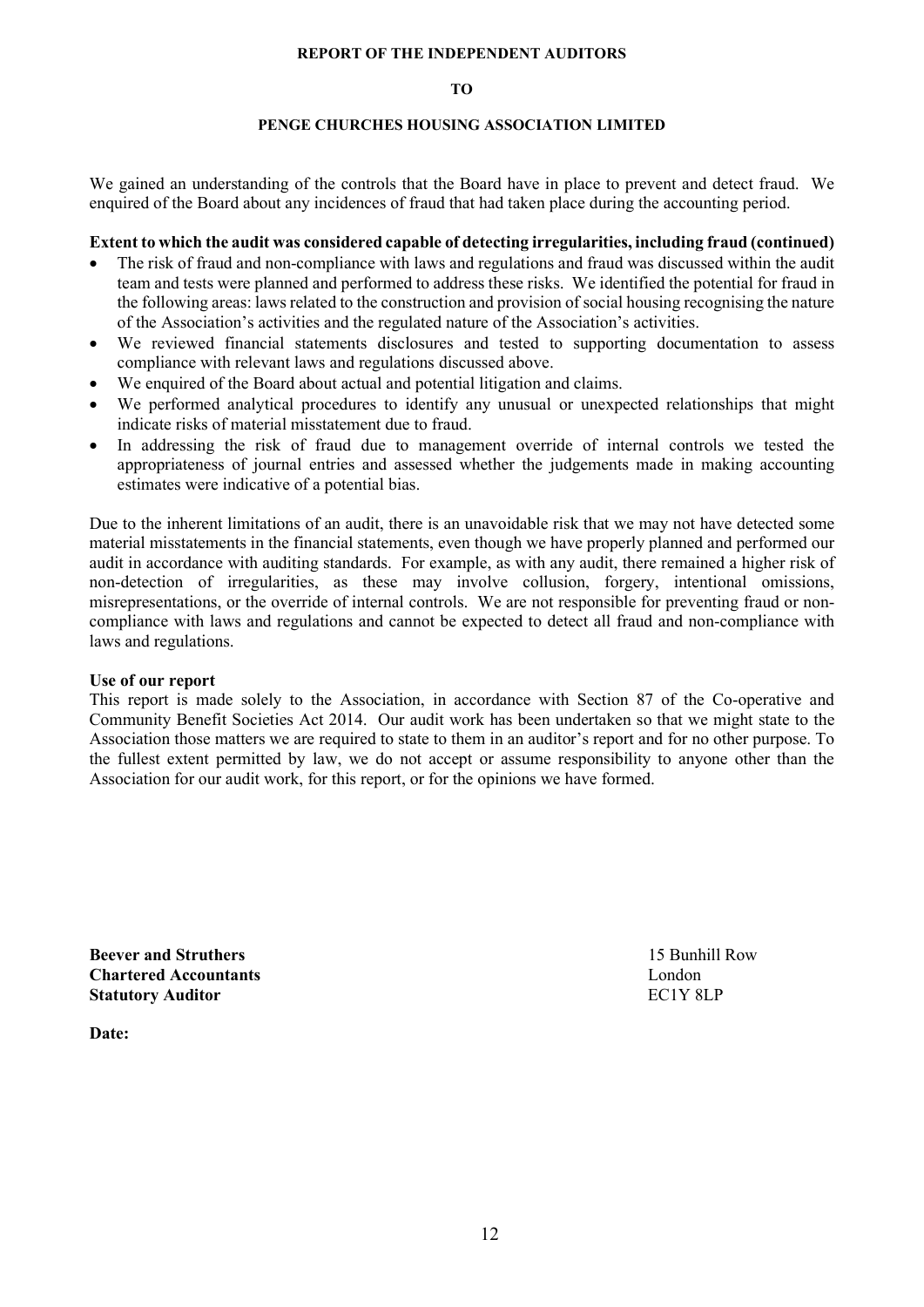**REPORT OF THE INDEPENDENT AUDITORS**

**TO**

**PENGE CHURCHES HOUSING ASSOCIATION LIMITED**

We gained an understanding of the controls that the Board have in place to prevent and detect fraud. We enquired of the Board about any incidences of fraud that had taken place during the accounting period.

**Extent to which the audit was considered capable of detecting irregularities, including fraud (continued)**

- The risk of fraud and non-compliance with laws and regulations and fraud was discussed within the audit team and tests were planned and performed to address these risks. We identified the potential for fraud in the following areas: laws related to the construction and provision of social housing recognising the nature of the Association's activities and the regulated nature of the Association's activities.
- We reviewed financial statements disclosures and tested to supporting documentation to assess compliance with relevant laws and regulations discussed above.
- We enquired of the Board about actual and potential litigation and claims.
- We performed analytical procedures to identify any unusual or unexpected relationships that might indicate risks of material misstatement due to fraud.
- In addressing the risk of fraud due to management override of internal controls we tested the appropriateness of journal entries and assessed whether the judgements made in making accounting estimates were indicative of a potential bias.

Due to the inherent limitations of an audit, there is an unavoidable risk that we may not have detected some material misstatements in the financial statements, even though we have properly planned and performed our audit in accordance with auditing standards. For example, as with any audit, there remained a higher risk of non-detection of irregularities, as these may involve collusion, forgery, intentional omissions, misrepresentations, or the override of internal controls. We are not responsible for preventing fraud or non-compliance with laws and regulations and cannot be expected to detect all fraud and non-compliance with laws and regulations.

**Use of our report**

This report is made solely to the Association, in accordance with Section 87 of the Co-operative and Community Benefit Societies Act 2014. Our audit work has been undertaken so that we might state to the Association those matters we are required to state to them in an auditor's report and for no other purpose. To the fullest extent permitted by law, we do not accept or assume responsibility to anyone other than the Association for our audit work, for this report, or for the opinions we have formed.

**Beever and Struthers**
**Chartered Accountants**
**Statutory Auditor**

15 Bunhill Row
London
EC1Y 8LP

**Date:**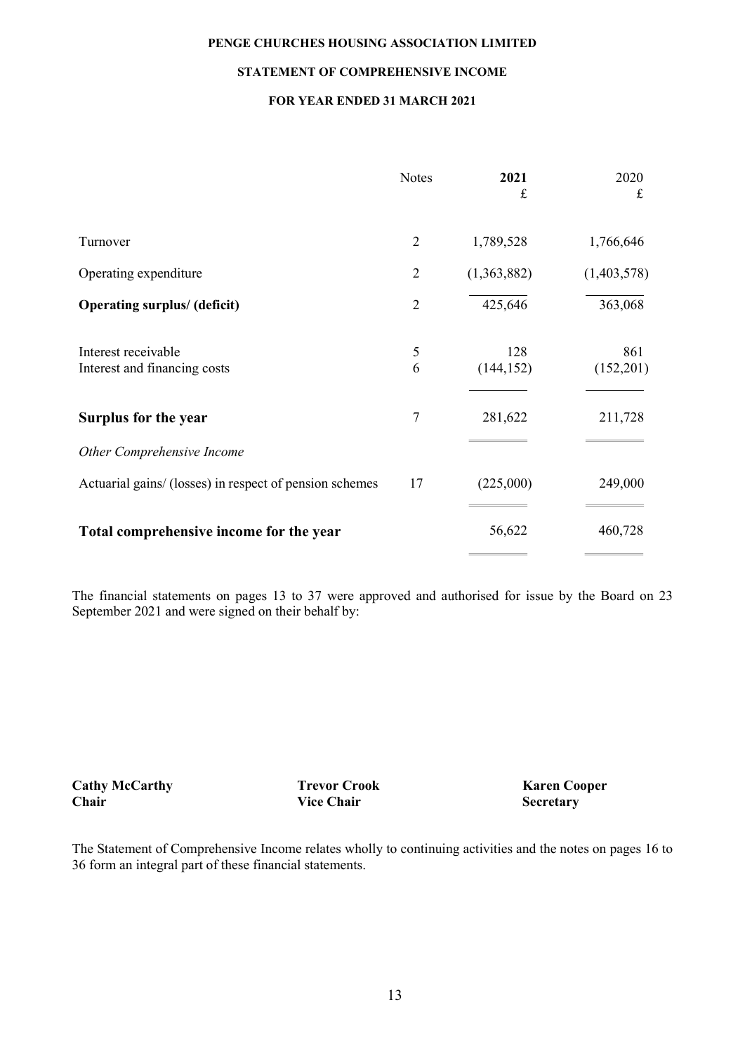# PENGE CHURCHES HOUSING ASSOCIATION LIMITED

## STATEMENT OF COMPREHENSIVE INCOME

### FOR YEAR ENDED 31 MARCH 2021

| | Notes | **2021** £ | 2020 £ |
|---|---|---|---|
| Turnover | 2 | 1,789,528 | 1,766,646 |
| Operating expenditure | 2 | (1,363,882) | (1,403,578) |
| **Operating surplus/ (deficit)** | 2 | 425,646 | 363,068 |
| Interest receivable | 5 | 128 | 861 |
| Interest and financing costs | 6 | (144,152) | (152,201) |
| **Surplus for the year** | 7 | 281,622 | 211,728 |
| *Other Comprehensive Income* | | | |
| Actuarial gains/ (losses) in respect of pension schemes | 17 | (225,000) | 249,000 |
| **Total comprehensive income for the year** | | 56,622 | 460,728 |

The financial statements on pages 13 to 37 were approved and authorised for issue by the Board on 23 September 2021 and were signed on their behalf by:

| | | |
|---|---|---|
| **Cathy McCarthy** | **Trevor Crook** | **Karen Cooper** |
| **Chair** | **Vice Chair** | **Secretary** |

The Statement of Comprehensive Income relates wholly to continuing activities and the notes on pages 16 to 36 form an integral part of these financial statements.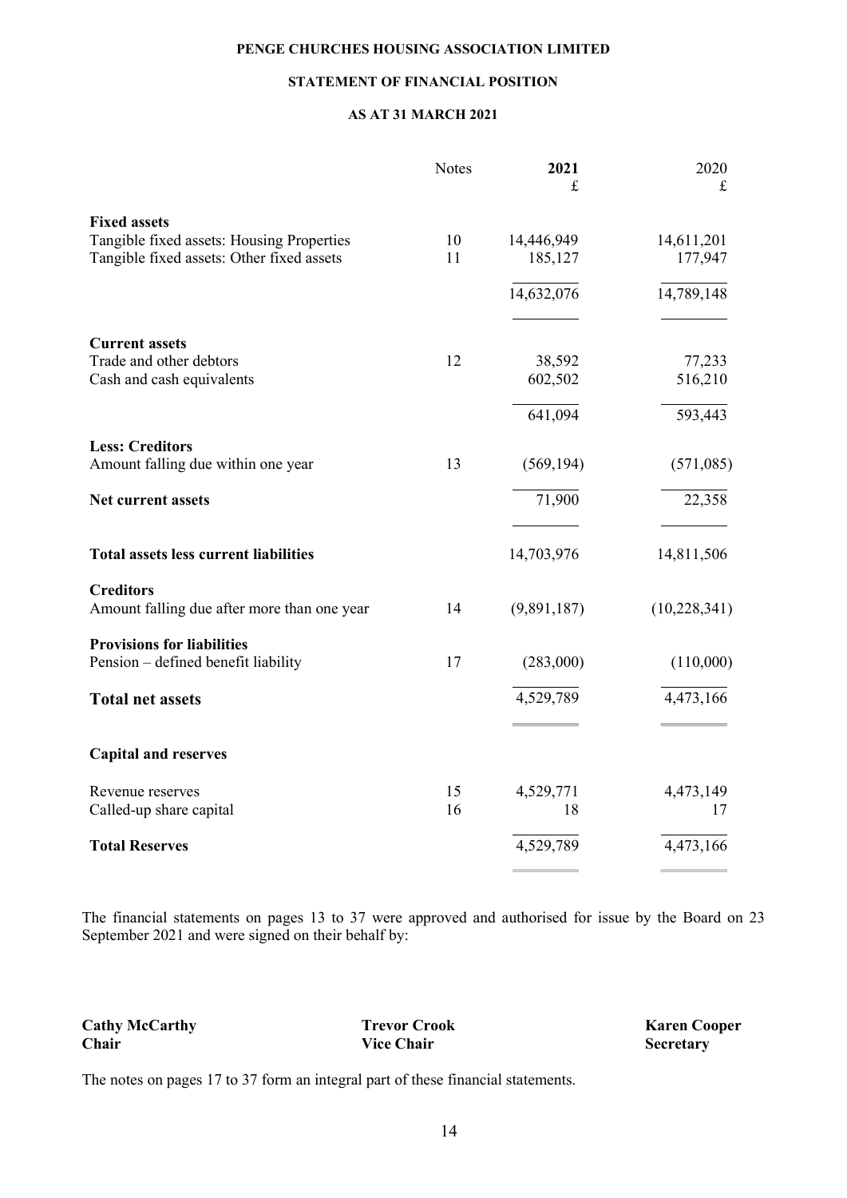**PENGE CHURCHES HOUSING ASSOCIATION LIMITED**

**STATEMENT OF FINANCIAL POSITION**

**AS AT 31 MARCH 2021**

| | Notes | **2021** £ | 2020 £ |
|---|---|---|---|
| **Fixed assets** | | | |
| Tangible fixed assets: Housing Properties | 10 | 14,446,949 | 14,611,201 |
| Tangible fixed assets: Other fixed assets | 11 | 185,127 | 177,947 |
| | | 14,632,076 | 14,789,148 |
| **Current assets** | | | |
| Trade and other debtors | 12 | 38,592 | 77,233 |
| Cash and cash equivalents | | 602,502 | 516,210 |
| | | 641,094 | 593,443 |
| **Less: Creditors** | | | |
| Amount falling due within one year | 13 | (569,194) | (571,085) |
| **Net current assets** | | 71,900 | 22,358 |
| **Total assets less current liabilities** | | 14,703,976 | 14,811,506 |
| **Creditors** | | | |
| Amount falling due after more than one year | 14 | (9,891,187) | (10,228,341) |
| **Provisions for liabilities** | | | |
| Pension – defined benefit liability | 17 | (283,000) | (110,000) |
| **Total net assets** | | 4,529,789 | 4,473,166 |
| **Capital and reserves** | | | |
| Revenue reserves | 15 | 4,529,771 | 4,473,149 |
| Called-up share capital | 16 | 18 | 17 |
| **Total Reserves** | | 4,529,789 | 4,473,166 |

The financial statements on pages 13 to 37 were approved and authorised for issue by the Board on 23 September 2021 and were signed on their behalf by:

| **Cathy McCarthy** | **Trevor Crook** | **Karen Cooper** |
|---|---|---|
| **Chair** | **Vice Chair** | **Secretary** |

The notes on pages 17 to 37 form an integral part of these financial statements.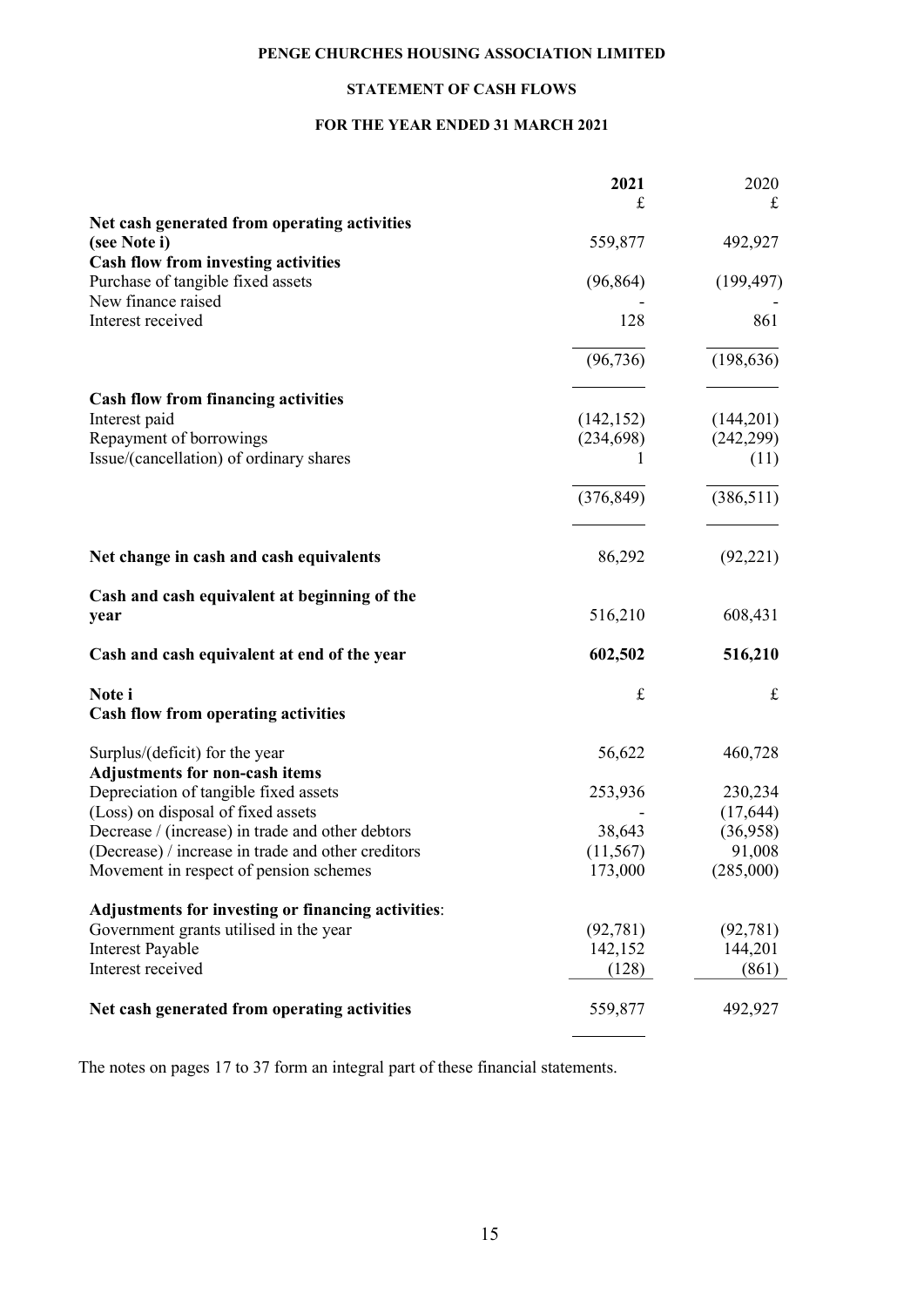**PENGE CHURCHES HOUSING ASSOCIATION LIMITED**

**STATEMENT OF CASH FLOWS**

**FOR THE YEAR ENDED 31 MARCH 2021**

| | **2021** | 2020 |
|---|---|---|
| | £ | £ |
| **Net cash generated from operating activities (see Note i)** | 559,877 | 492,927 |
| **Cash flow from investing activities** | | |
| Purchase of tangible fixed assets | (96,864) | (199,497) |
| New finance raised | - | - |
| Interest received | 128 | 861 |
| | (96,736) | (198,636) |
| **Cash flow from financing activities** | | |
| Interest paid | (142,152) | (144,201) |
| Repayment of borrowings | (234,698) | (242,299) |
| Issue/(cancellation) of ordinary shares | 1 | (11) |
| | (376,849) | (386,511) |
| **Net change in cash and cash equivalents** | 86,292 | (92,221) |
| **Cash and cash equivalent at beginning of the year** | 516,210 | 608,431 |
| **Cash and cash equivalent at end of the year** | **602,502** | **516,210** |

| **Note i** | £ | £ |
|---|---|---|
| **Cash flow from operating activities** | | |
| Surplus/(deficit) for the year | 56,622 | 460,728 |
| **Adjustments for non-cash items** | | |
| Depreciation of tangible fixed assets | 253,936 | 230,234 |
| (Loss) on disposal of fixed assets | - | (17,644) |
| Decrease / (increase) in trade and other debtors | 38,643 | (36,958) |
| (Decrease) / increase in trade and other creditors | (11,567) | 91,008 |
| Movement in respect of pension schemes | 173,000 | (285,000) |
| **Adjustments for investing or financing activities**: | | |
| Government grants utilised in the year | (92,781) | (92,781) |
| Interest Payable | 142,152 | 144,201 |
| Interest received | (128) | (861) |
| **Net cash generated from operating activities** | 559,877 | 492,927 |

The notes on pages 17 to 37 form an integral part of these financial statements.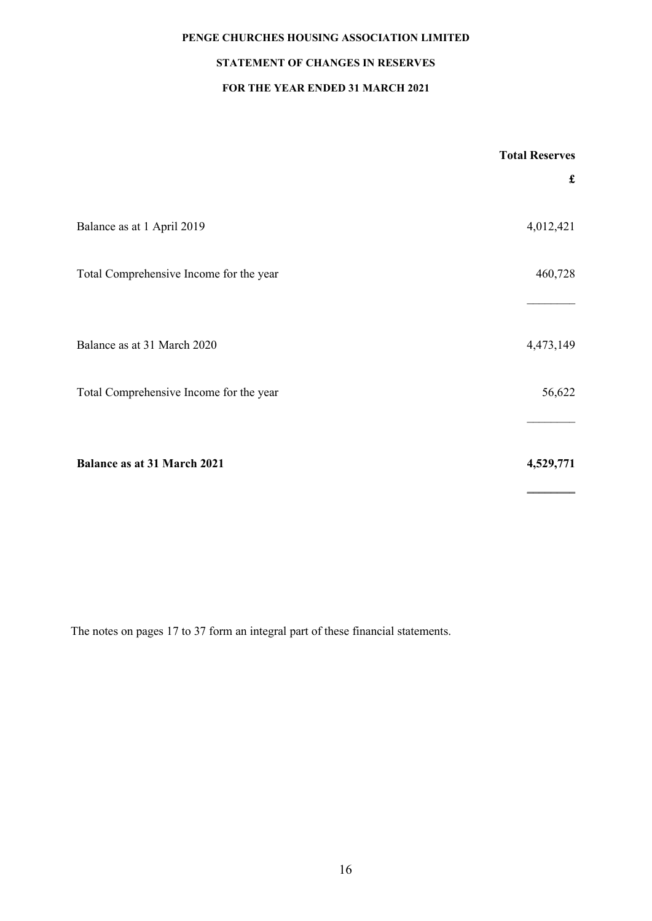# PENGE CHURCHES HOUSING ASSOCIATION LIMITED

## STATEMENT OF CHANGES IN RESERVES

### FOR THE YEAR ENDED 31 MARCH 2021

| | Total Reserves |
|---|---|
| | £ |
| Balance as at 1 April 2019 | 4,012,421 |
| Total Comprehensive Income for the year | 460,728 |
| Balance as at 31 March 2020 | 4,473,149 |
| Total Comprehensive Income for the year | 56,622 |
| **Balance as at 31 March 2021** | **4,529,771** |

The notes on pages 17 to 37 form an integral part of these financial statements.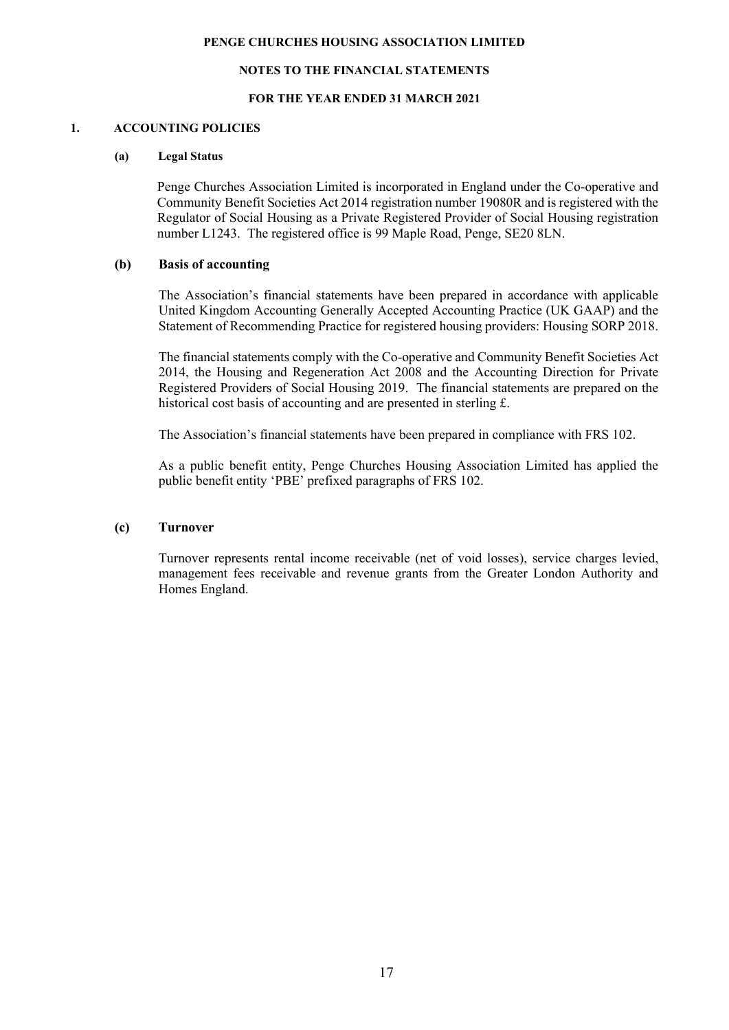**PENGE CHURCHES HOUSING ASSOCIATION LIMITED**

**NOTES TO THE FINANCIAL STATEMENTS**

**FOR THE YEAR ENDED 31 MARCH 2021**

## 1. ACCOUNTING POLICIES

### (a) Legal Status

Penge Churches Association Limited is incorporated in England under the Co-operative and Community Benefit Societies Act 2014 registration number 19080R and is registered with the Regulator of Social Housing as a Private Registered Provider of Social Housing registration number L1243. The registered office is 99 Maple Road, Penge, SE20 8LN.

### (b) Basis of accounting

The Association's financial statements have been prepared in accordance with applicable United Kingdom Accounting Generally Accepted Accounting Practice (UK GAAP) and the Statement of Recommending Practice for registered housing providers: Housing SORP 2018.

The financial statements comply with the Co-operative and Community Benefit Societies Act 2014, the Housing and Regeneration Act 2008 and the Accounting Direction for Private Registered Providers of Social Housing 2019. The financial statements are prepared on the historical cost basis of accounting and are presented in sterling £.

The Association's financial statements have been prepared in compliance with FRS 102.

As a public benefit entity, Penge Churches Housing Association Limited has applied the public benefit entity 'PBE' prefixed paragraphs of FRS 102.

### (c) Turnover

Turnover represents rental income receivable (net of void losses), service charges levied, management fees receivable and revenue grants from the Greater London Authority and Homes England.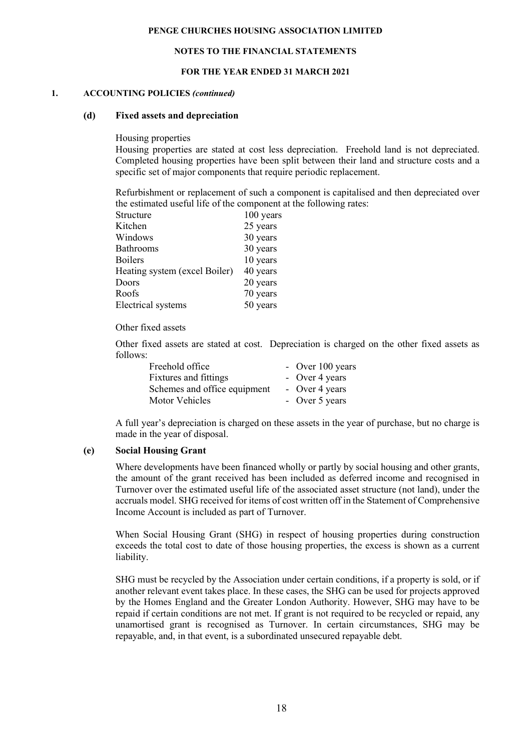## 1. ACCOUNTING POLICIES *(continued)*

### (d) Fixed assets and depreciation

Housing properties

Housing properties are stated at cost less depreciation. Freehold land is not depreciated. Completed housing properties have been split between their land and structure costs and a specific set of major components that require periodic replacement.

Refurbishment or replacement of such a component is capitalised and then depreciated over the estimated useful life of the component at the following rates:

| | |
|---|---|
| Structure | 100 years |
| Kitchen | 25 years |
| Windows | 30 years |
| Bathrooms | 30 years |
| Boilers | 10 years |
| Heating system (excel Boiler) | 40 years |
| Doors | 20 years |
| Roofs | 70 years |
| Electrical systems | 50 years |

Other fixed assets

Other fixed assets are stated at cost. Depreciation is charged on the other fixed assets as follows:

| | |
|---|---|
| Freehold office | - Over 100 years |
| Fixtures and fittings | - Over 4 years |
| Schemes and office equipment | - Over 4 years |
| Motor Vehicles | - Over 5 years |

A full year's depreciation is charged on these assets in the year of purchase, but no charge is made in the year of disposal.

### (e) Social Housing Grant

Where developments have been financed wholly or partly by social housing and other grants, the amount of the grant received has been included as deferred income and recognised in Turnover over the estimated useful life of the associated asset structure (not land), under the accruals model. SHG received for items of cost written off in the Statement of Comprehensive Income Account is included as part of Turnover.

When Social Housing Grant (SHG) in respect of housing properties during construction exceeds the total cost to date of those housing properties, the excess is shown as a current liability.

SHG must be recycled by the Association under certain conditions, if a property is sold, or if another relevant event takes place. In these cases, the SHG can be used for projects approved by the Homes England and the Greater London Authority. However, SHG may have to be repaid if certain conditions are not met. If grant is not required to be recycled or repaid, any unamortised grant is recognised as Turnover. In certain circumstances, SHG may be repayable, and, in that event, is a subordinated unsecured repayable debt.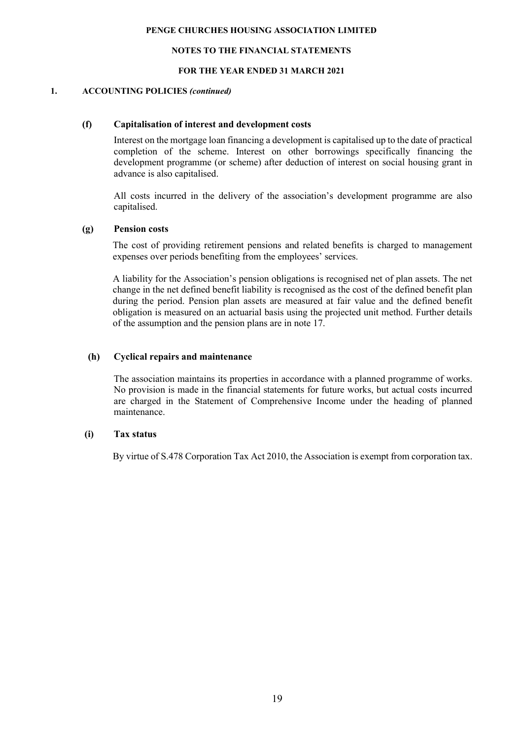**PENGE CHURCHES HOUSING ASSOCIATION LIMITED**

**NOTES TO THE FINANCIAL STATEMENTS**

**FOR THE YEAR ENDED 31 MARCH 2021**

## 1. ACCOUNTING POLICIES *(continued)*

### (f) Capitalisation of interest and development costs

Interest on the mortgage loan financing a development is capitalised up to the date of practical completion of the scheme. Interest on other borrowings specifically financing the development programme (or scheme) after deduction of interest on social housing grant in advance is also capitalised.

All costs incurred in the delivery of the association's development programme are also capitalised.

### (g) Pension costs

The cost of providing retirement pensions and related benefits is charged to management expenses over periods benefiting from the employees' services.

A liability for the Association's pension obligations is recognised net of plan assets. The net change in the net defined benefit liability is recognised as the cost of the defined benefit plan during the period. Pension plan assets are measured at fair value and the defined benefit obligation is measured on an actuarial basis using the projected unit method. Further details of the assumption and the pension plans are in note 17.

### (h) Cyclical repairs and maintenance

The association maintains its properties in accordance with a planned programme of works. No provision is made in the financial statements for future works, but actual costs incurred are charged in the Statement of Comprehensive Income under the heading of planned maintenance.

### (i) Tax status

By virtue of S.478 Corporation Tax Act 2010, the Association is exempt from corporation tax.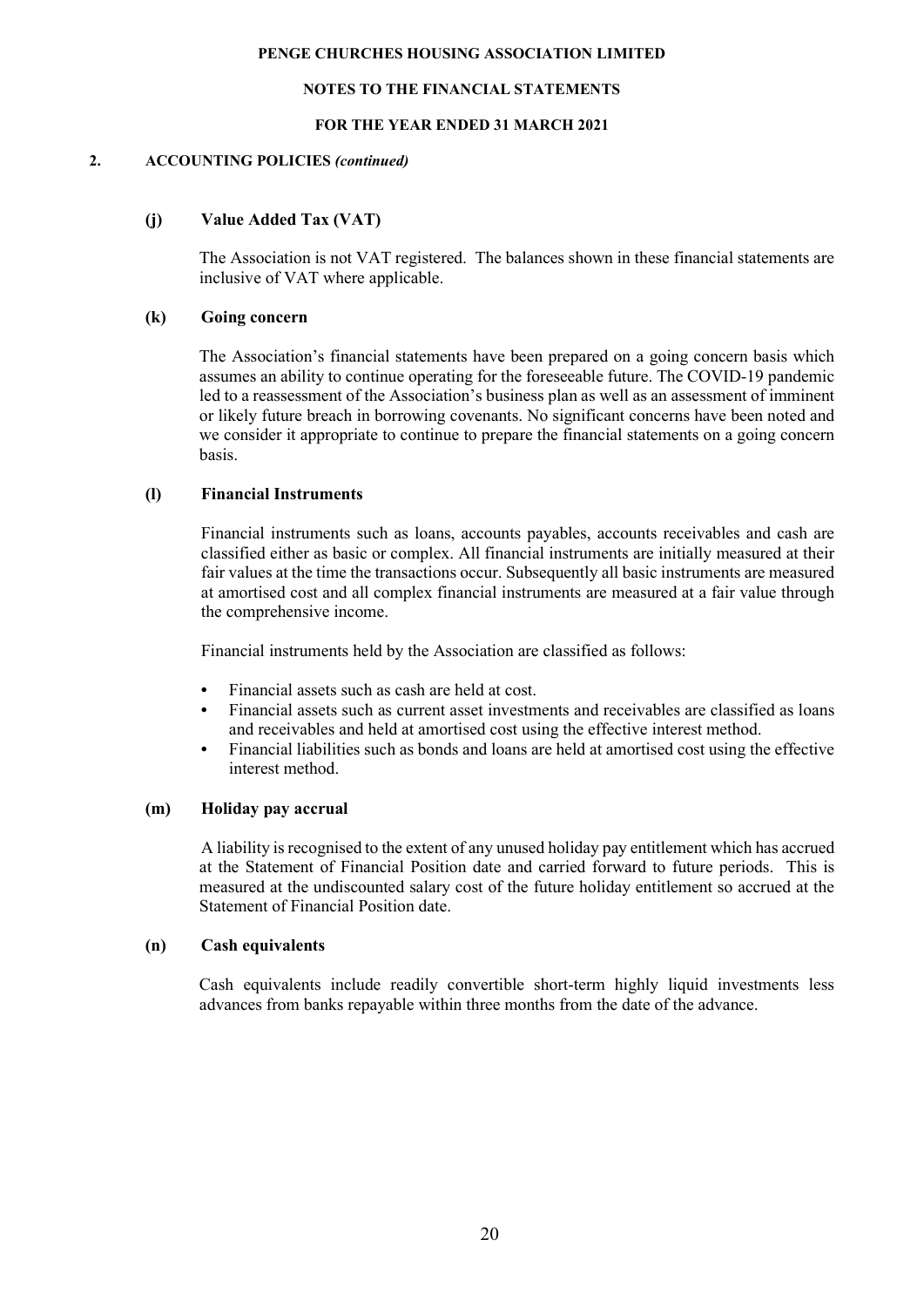## 2. ACCOUNTING POLICIES *(continued)*

### (j) Value Added Tax (VAT)

The Association is not VAT registered. The balances shown in these financial statements are inclusive of VAT where applicable.

### (k) Going concern

The Association's financial statements have been prepared on a going concern basis which assumes an ability to continue operating for the foreseeable future. The COVID-19 pandemic led to a reassessment of the Association's business plan as well as an assessment of imminent or likely future breach in borrowing covenants. No significant concerns have been noted and we consider it appropriate to continue to prepare the financial statements on a going concern basis.

### (l) Financial Instruments

Financial instruments such as loans, accounts payables, accounts receivables and cash are classified either as basic or complex. All financial instruments are initially measured at their fair values at the time the transactions occur. Subsequently all basic instruments are measured at amortised cost and all complex financial instruments are measured at a fair value through the comprehensive income.

Financial instruments held by the Association are classified as follows:

- Financial assets such as cash are held at cost.
- Financial assets such as current asset investments and receivables are classified as loans and receivables and held at amortised cost using the effective interest method.
- Financial liabilities such as bonds and loans are held at amortised cost using the effective interest method.

### (m) Holiday pay accrual

A liability is recognised to the extent of any unused holiday pay entitlement which has accrued at the Statement of Financial Position date and carried forward to future periods. This is measured at the undiscounted salary cost of the future holiday entitlement so accrued at the Statement of Financial Position date.

### (n) Cash equivalents

Cash equivalents include readily convertible short-term highly liquid investments less advances from banks repayable within three months from the date of the advance.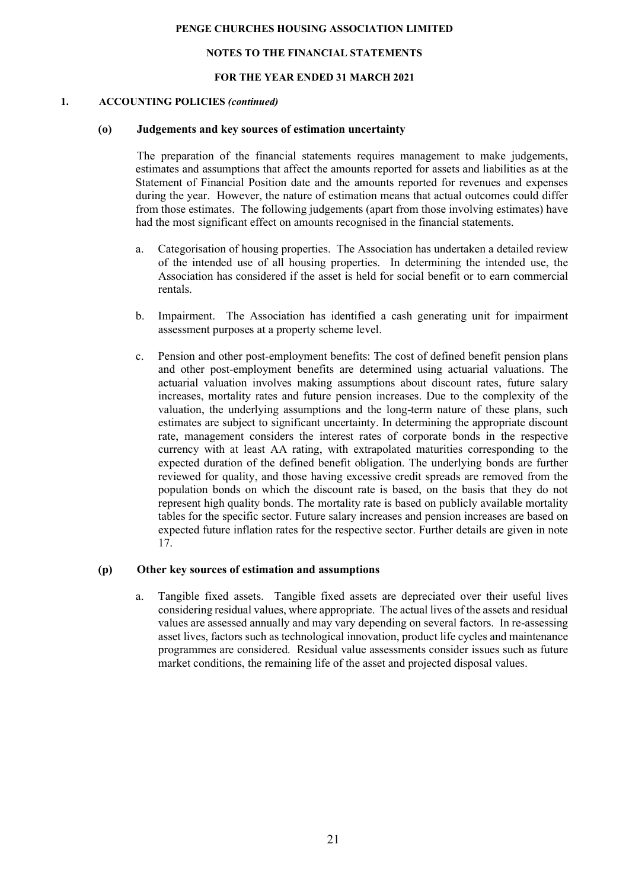## 1. ACCOUNTING POLICIES *(continued)*

### (o) Judgements and key sources of estimation uncertainty

The preparation of the financial statements requires management to make judgements, estimates and assumptions that affect the amounts reported for assets and liabilities as at the Statement of Financial Position date and the amounts reported for revenues and expenses during the year. However, the nature of estimation means that actual outcomes could differ from those estimates. The following judgements (apart from those involving estimates) have had the most significant effect on amounts recognised in the financial statements.

a. Categorisation of housing properties. The Association has undertaken a detailed review of the intended use of all housing properties. In determining the intended use, the Association has considered if the asset is held for social benefit or to earn commercial rentals.

b. Impairment. The Association has identified a cash generating unit for impairment assessment purposes at a property scheme level.

c. Pension and other post-employment benefits: The cost of defined benefit pension plans and other post-employment benefits are determined using actuarial valuations. The actuarial valuation involves making assumptions about discount rates, future salary increases, mortality rates and future pension increases. Due to the complexity of the valuation, the underlying assumptions and the long-term nature of these plans, such estimates are subject to significant uncertainty. In determining the appropriate discount rate, management considers the interest rates of corporate bonds in the respective currency with at least AA rating, with extrapolated maturities corresponding to the expected duration of the defined benefit obligation. The underlying bonds are further reviewed for quality, and those having excessive credit spreads are removed from the population bonds on which the discount rate is based, on the basis that they do not represent high quality bonds. The mortality rate is based on publicly available mortality tables for the specific sector. Future salary increases and pension increases are based on expected future inflation rates for the respective sector. Further details are given in note 17.

### (p) Other key sources of estimation and assumptions

a. Tangible fixed assets. Tangible fixed assets are depreciated over their useful lives considering residual values, where appropriate. The actual lives of the assets and residual values are assessed annually and may vary depending on several factors. In re-assessing asset lives, factors such as technological innovation, product life cycles and maintenance programmes are considered. Residual value assessments consider issues such as future market conditions, the remaining life of the asset and projected disposal values.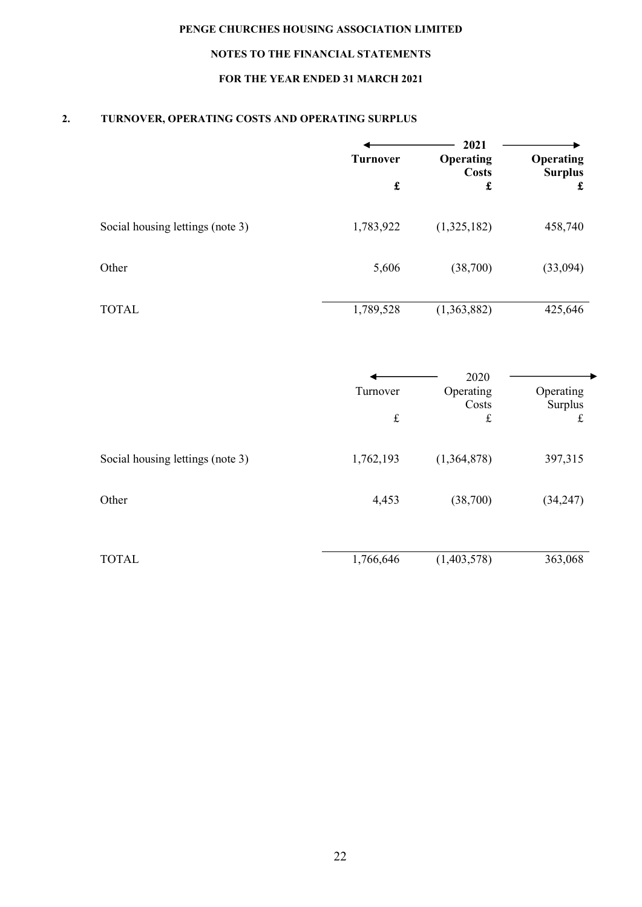**PENGE CHURCHES HOUSING ASSOCIATION LIMITED**

**NOTES TO THE FINANCIAL STATEMENTS**

**FOR THE YEAR ENDED 31 MARCH 2021**

## 2. TURNOVER, OPERATING COSTS AND OPERATING SURPLUS

| | **2021** | | |
|---|---|---|---|
| | **Turnover** | **Operating Costs** | **Operating Surplus** |
| | **£** | **£** | **£** |
| Social housing lettings (note 3) | 1,783,922 | (1,325,182) | 458,740 |
| Other | 5,606 | (38,700) | (33,094) |
| TOTAL | 1,789,528 | (1,363,882) | 425,646 |

| | 2020 | | |
|---|---|---|---|
| | Turnover | Operating Costs | Operating Surplus |
| | £ | £ | £ |
| Social housing lettings (note 3) | 1,762,193 | (1,364,878) | 397,315 |
| Other | 4,453 | (38,700) | (34,247) |
| TOTAL | 1,766,646 | (1,403,578) | 363,068 |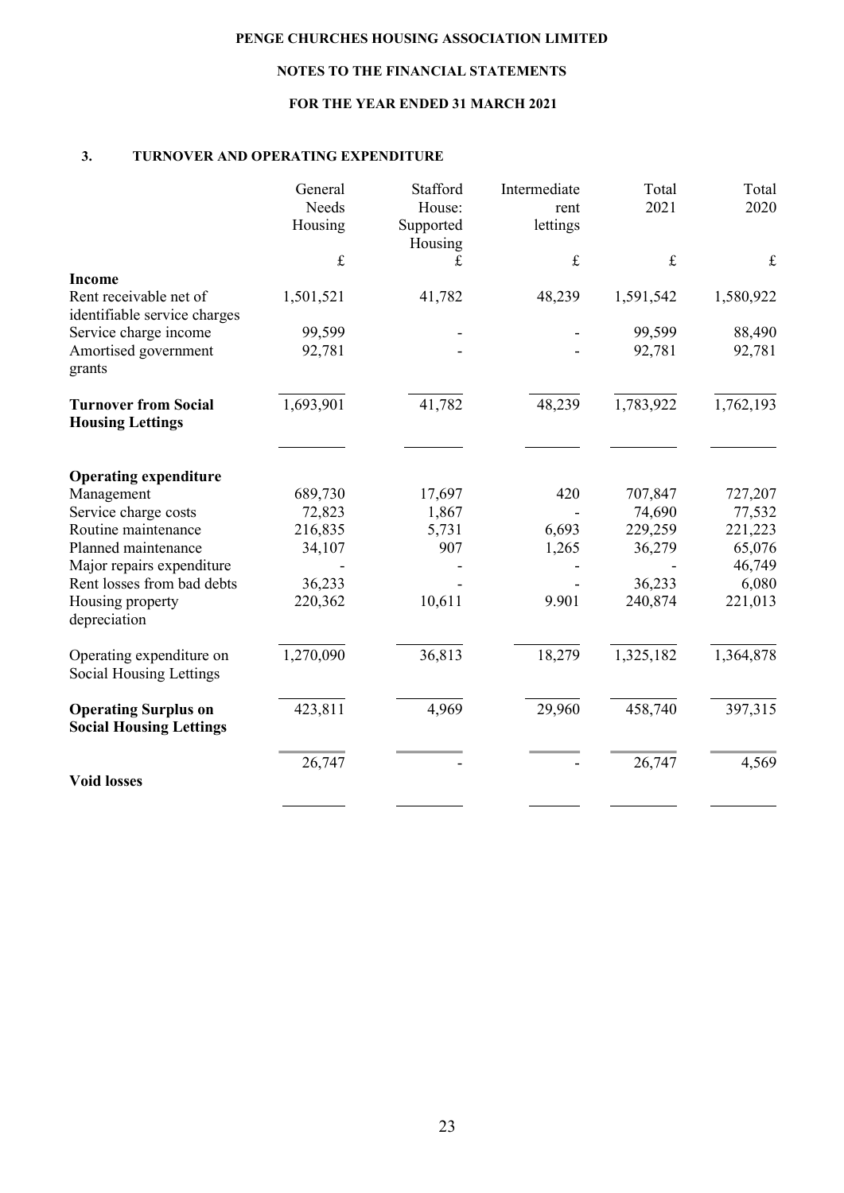PENGE CHURCHES HOUSING ASSOCIATION LIMITED

NOTES TO THE FINANCIAL STATEMENTS

FOR THE YEAR ENDED 31 MARCH 2021

### 3. TURNOVER AND OPERATING EXPENDITURE

| | General Needs Housing | Stafford House: Supported Housing | Intermediate rent lettings | Total 2021 | Total 2020 |
|---|---|---|---|---|---|
| | £ | £ | £ | £ | £ |
| **Income** | | | | | |
| Rent receivable net of identifiable service charges | 1,501,521 | 41,782 | 48,239 | 1,591,542 | 1,580,922 |
| Service charge income | 99,599 | - | - | 99,599 | 88,490 |
| Amortised government grants | 92,781 | - | - | 92,781 | 92,781 |
| **Turnover from Social Housing Lettings** | 1,693,901 | 41,782 | 48,239 | 1,783,922 | 1,762,193 |
| **Operating expenditure** | | | | | |
| Management | 689,730 | 17,697 | 420 | 707,847 | 727,207 |
| Service charge costs | 72,823 | 1,867 | - | 74,690 | 77,532 |
| Routine maintenance | 216,835 | 5,731 | 6,693 | 229,259 | 221,223 |
| Planned maintenance | 34,107 | 907 | 1,265 | 36,279 | 65,076 |
| Major repairs expenditure | - | - | - | - | 46,749 |
| Rent losses from bad debts | 36,233 | - | - | 36,233 | 6,080 |
| Housing property depreciation | 220,362 | 10,611 | 9.901 | 240,874 | 221,013 |
| Operating expenditure on Social Housing Lettings | 1,270,090 | 36,813 | 18,279 | 1,325,182 | 1,364,878 |
| **Operating Surplus on Social Housing Lettings** | 423,811 | 4,969 | 29,960 | 458,740 | 397,315 |
| **Void losses** | 26,747 | - | - | 26,747 | 4,569 |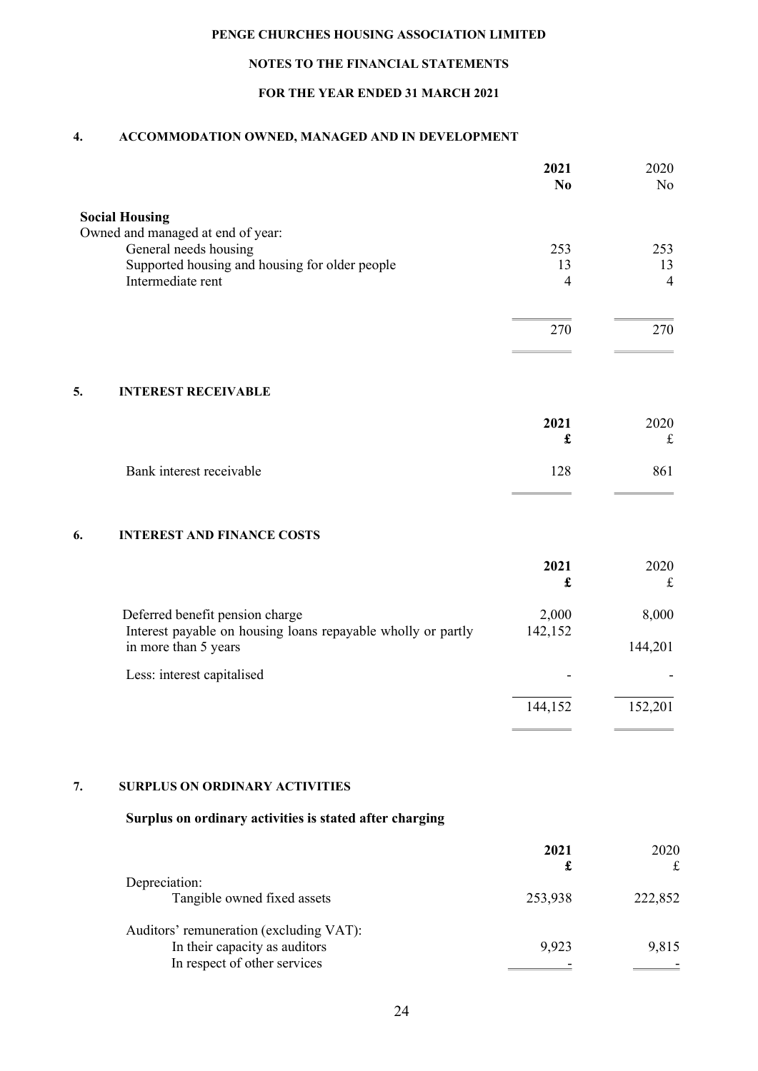PENGE CHURCHES HOUSING ASSOCIATION LIMITED

NOTES TO THE FINANCIAL STATEMENTS

FOR THE YEAR ENDED 31 MARCH 2021

## 4. ACCOMMODATION OWNED, MANAGED AND IN DEVELOPMENT

| | **2021** **No** | 2020 No |
|---|---|---|
| **Social Housing** | | |
| Owned and managed at end of year: | | |
| General needs housing | 253 | 253 |
| Supported housing and housing for older people | 13 | 13 |
| Intermediate rent | 4 | 4 |
| | 270 | 270 |

## 5. INTEREST RECEIVABLE

| | **2021** **£** | 2020 £ |
|---|---|---|
| Bank interest receivable | 128 | 861 |

## 6. INTEREST AND FINANCE COSTS

| | **2021** **£** | 2020 £ |
|---|---|---|
| Deferred benefit pension charge | 2,000 | 8,000 |
| Interest payable on housing loans repayable wholly or partly in more than 5 years | 142,152 | 144,201 |
| Less: interest capitalised | - | - |
| | 144,152 | 152,201 |

## 7. SURPLUS ON ORDINARY ACTIVITIES

**Surplus on ordinary activities is stated after charging**

| | **2021** **£** | 2020 £ |
|---|---|---|
| Depreciation: | | |
| Tangible owned fixed assets | 253,938 | 222,852 |
| Auditors' remuneration (excluding VAT): | | |
| In their capacity as auditors | 9,923 | 9,815 |
| In respect of other services | - | - |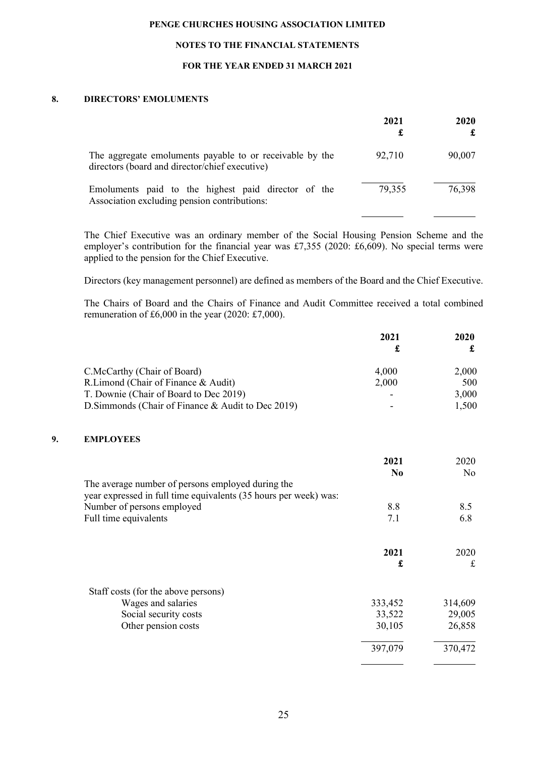## 8. DIRECTORS' EMOLUMENTS

| | 2021<br>£ | 2020<br>£ |
|---|---|---|
| The aggregate emoluments payable to or receivable by the directors (board and director/chief executive) | 92,710 | 90,007 |
| Emoluments paid to the highest paid director of the Association excluding pension contributions: | 79,355 | 76,398 |

The Chief Executive was an ordinary member of the Social Housing Pension Scheme and the employer's contribution for the financial year was £7,355 (2020: £6,609). No special terms were applied to the pension for the Chief Executive.

Directors (key management personnel) are defined as members of the Board and the Chief Executive.

The Chairs of Board and the Chairs of Finance and Audit Committee received a total combined remuneration of £6,000 in the year (2020: £7,000).

| | 2021<br>£ | 2020<br>£ |
|---|---|---|
| C.McCarthy (Chair of Board) | 4,000 | 2,000 |
| R.Limond (Chair of Finance & Audit) | 2,000 | 500 |
| T. Downie (Chair of Board to Dec 2019) | - | 3,000 |
| D.Simmonds (Chair of Finance & Audit to Dec 2019) | - | 1,500 |

## 9. EMPLOYEES

| | 2021<br>No | 2020<br>No |
|---|---|---|
| The average number of persons employed during the year expressed in full time equivalents (35 hours per week) was: | | |
| Number of persons employed | 8.8 | 8.5 |
| Full time equivalents | 7.1 | 6.8 |

| | 2021<br>£ | 2020<br>£ |
|---|---|---|
| Staff costs (for the above persons) | | |
| Wages and salaries | 333,452 | 314,609 |
| Social security costs | 33,522 | 29,005 |
| Other pension costs | 30,105 | 26,858 |
| | 397,079 | 370,472 |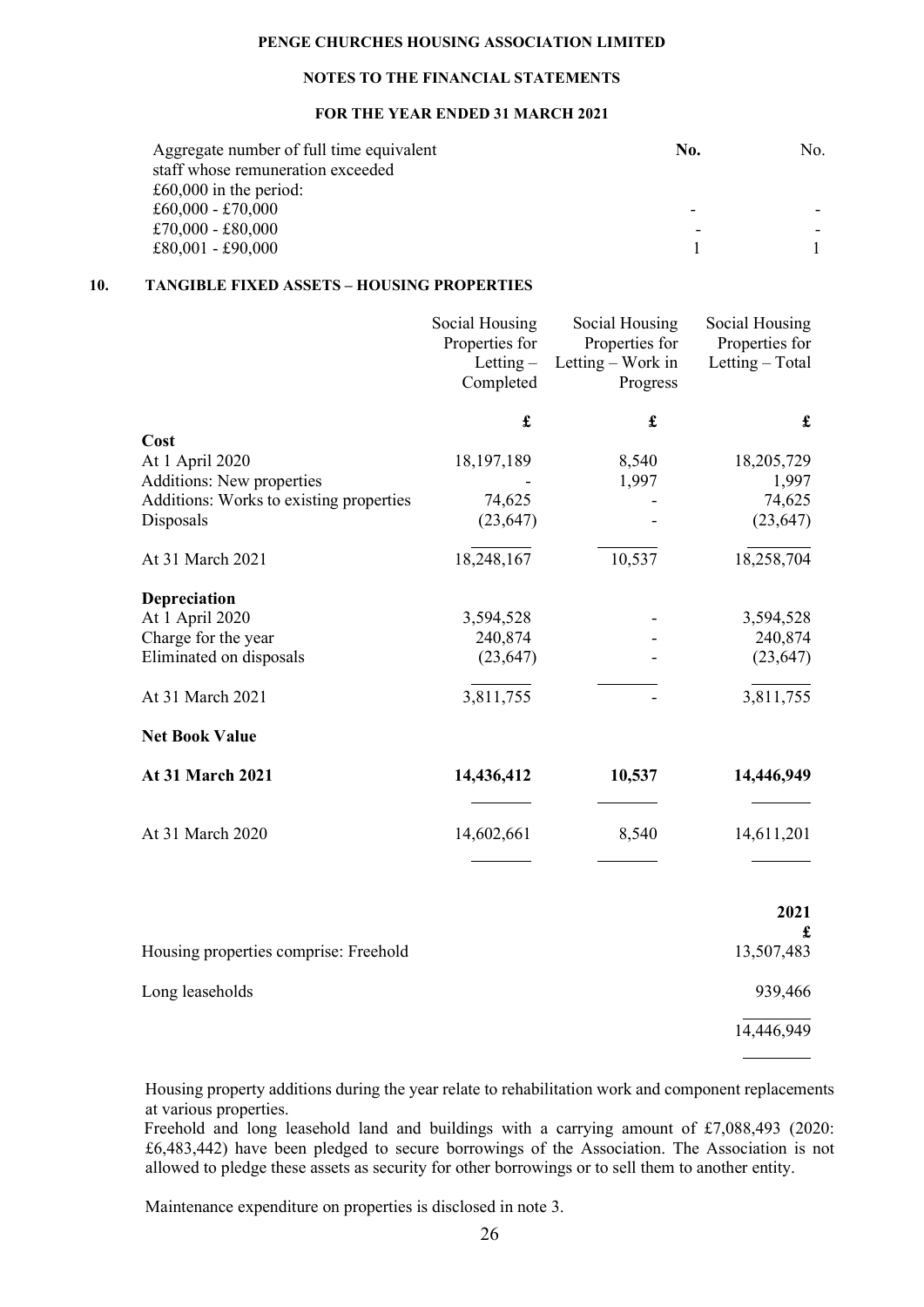| Aggregate number of full time equivalent staff whose remuneration exceeded £60,000 in the period: | **No.** | No. |
| --- | --- | --- |
| £60,000 - £70,000 | - | - |
| £70,000 - £80,000 | - | - |
| £80,001 - £90,000 | 1 | 1 |

## 10. TANGIBLE FIXED ASSETS – HOUSING PROPERTIES

| | Social Housing Properties for Letting – Completed | Social Housing Properties for Letting – Work in Progress | Social Housing Properties for Letting – Total |
| --- | --- | --- | --- |
| | **£** | **£** | **£** |
| **Cost** | | | |
| At 1 April 2020 | 18,197,189 | 8,540 | 18,205,729 |
| Additions: New properties | - | 1,997 | 1,997 |
| Additions: Works to existing properties | 74,625 | - | 74,625 |
| Disposals | (23,647) | - | (23,647) |
| At 31 March 2021 | 18,248,167 | 10,537 | 18,258,704 |
| **Depreciation** | | | |
| At 1 April 2020 | 3,594,528 | - | 3,594,528 |
| Charge for the year | 240,874 | - | 240,874 |
| Eliminated on disposals | (23,647) | - | (23,647) |
| At 31 March 2021 | 3,811,755 | - | 3,811,755 |
| **Net Book Value** | | | |
| **At 31 March 2021** | **14,436,412** | **10,537** | **14,446,949** |
| At 31 March 2020 | 14,602,661 | 8,540 | 14,611,201 |

| | **2021** |
| --- | --- |
| | **£** |
| Housing properties comprise: Freehold | 13,507,483 |
| Long leaseholds | 939,466 |
| | 14,446,949 |

Housing property additions during the year relate to rehabilitation work and component replacements at various properties.

Freehold and long leasehold land and buildings with a carrying amount of £7,088,493 (2020: £6,483,442) have been pledged to secure borrowings of the Association. The Association is not allowed to pledge these assets as security for other borrowings or to sell them to another entity.

Maintenance expenditure on properties is disclosed in note 3.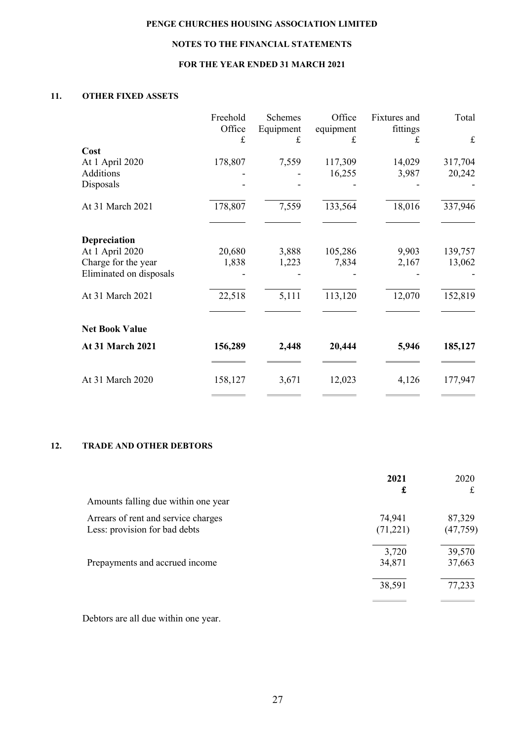## 11. OTHER FIXED ASSETS

| | Freehold Office £ | Schemes Equipment £ | Office equipment £ | Fixtures and fittings £ | Total £ |
|---|---|---|---|---|---|
| **Cost** | | | | | |
| At 1 April 2020 | 178,807 | 7,559 | 117,309 | 14,029 | 317,704 |
| Additions | - | - | 16,255 | 3,987 | 20,242 |
| Disposals | - | - | - | - | - |
| At 31 March 2021 | 178,807 | 7,559 | 133,564 | 18,016 | 337,946 |
| **Depreciation** | | | | | |
| At 1 April 2020 | 20,680 | 3,888 | 105,286 | 9,903 | 139,757 |
| Charge for the year | 1,838 | 1,223 | 7,834 | 2,167 | 13,062 |
| Eliminated on disposals | - | - | - | - | - |
| At 31 March 2021 | 22,518 | 5,111 | 113,120 | 12,070 | 152,819 |
| **Net Book Value** | | | | | |
| **At 31 March 2021** | **156,289** | **2,448** | **20,444** | **5,946** | **185,127** |
| At 31 March 2020 | 158,127 | 3,671 | 12,023 | 4,126 | 177,947 |

## 12. TRADE AND OTHER DEBTORS

| | **2021 £** | 2020 £ |
|---|---|---|
| Amounts falling due within one year | | |
| Arrears of rent and service charges | 74,941 | 87,329 |
| Less: provision for bad debts | (71,221) | (47,759) |
| | 3,720 | 39,570 |
| Prepayments and accrued income | 34,871 | 37,663 |
| | 38,591 | 77,233 |

Debtors are all due within one year.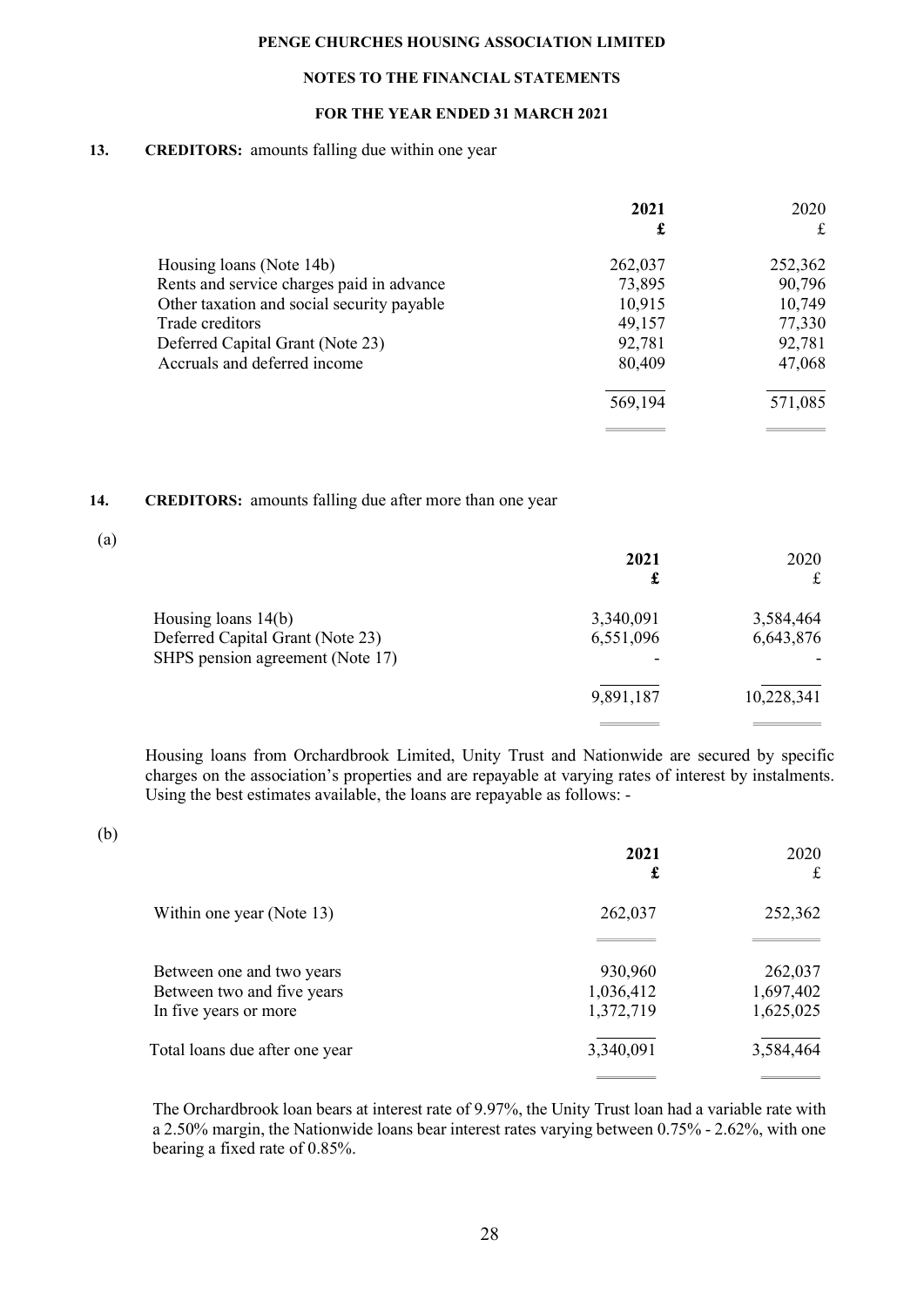**PENGE CHURCHES HOUSING ASSOCIATION LIMITED**

**NOTES TO THE FINANCIAL STATEMENTS**

**FOR THE YEAR ENDED 31 MARCH 2021**

## 13. CREDITORS: amounts falling due within one year

| | **2021** | 2020 |
|---|---|---|
| | **£** | £ |
| Housing loans (Note 14b) | 262,037 | 252,362 |
| Rents and service charges paid in advance | 73,895 | 90,796 |
| Other taxation and social security payable | 10,915 | 10,749 |
| Trade creditors | 49,157 | 77,330 |
| Deferred Capital Grant (Note 23) | 92,781 | 92,781 |
| Accruals and deferred income | 80,409 | 47,068 |
| | 569,194 | 571,085 |

## 14. CREDITORS: amounts falling due after more than one year

(a)

| | **2021** | 2020 |
|---|---|---|
| | **£** | £ |
| Housing loans 14(b) | 3,340,091 | 3,584,464 |
| Deferred Capital Grant (Note 23) | 6,551,096 | 6,643,876 |
| SHPS pension agreement (Note 17) | - | - |
| | 9,891,187 | 10,228,341 |

Housing loans from Orchardbrook Limited, Unity Trust and Nationwide are secured by specific charges on the association's properties and are repayable at varying rates of interest by instalments. Using the best estimates available, the loans are repayable as follows: -

(b)

| | **2021** | 2020 |
|---|---|---|
| | **£** | £ |
| Within one year (Note 13) | 262,037 | 252,362 |
| Between one and two years | 930,960 | 262,037 |
| Between two and five years | 1,036,412 | 1,697,402 |
| In five years or more | 1,372,719 | 1,625,025 |
| Total loans due after one year | 3,340,091 | 3,584,464 |

The Orchardbrook loan bears at interest rate of 9.97%, the Unity Trust loan had a variable rate with a 2.50% margin, the Nationwide loans bear interest rates varying between 0.75% - 2.62%, with one bearing a fixed rate of 0.85%.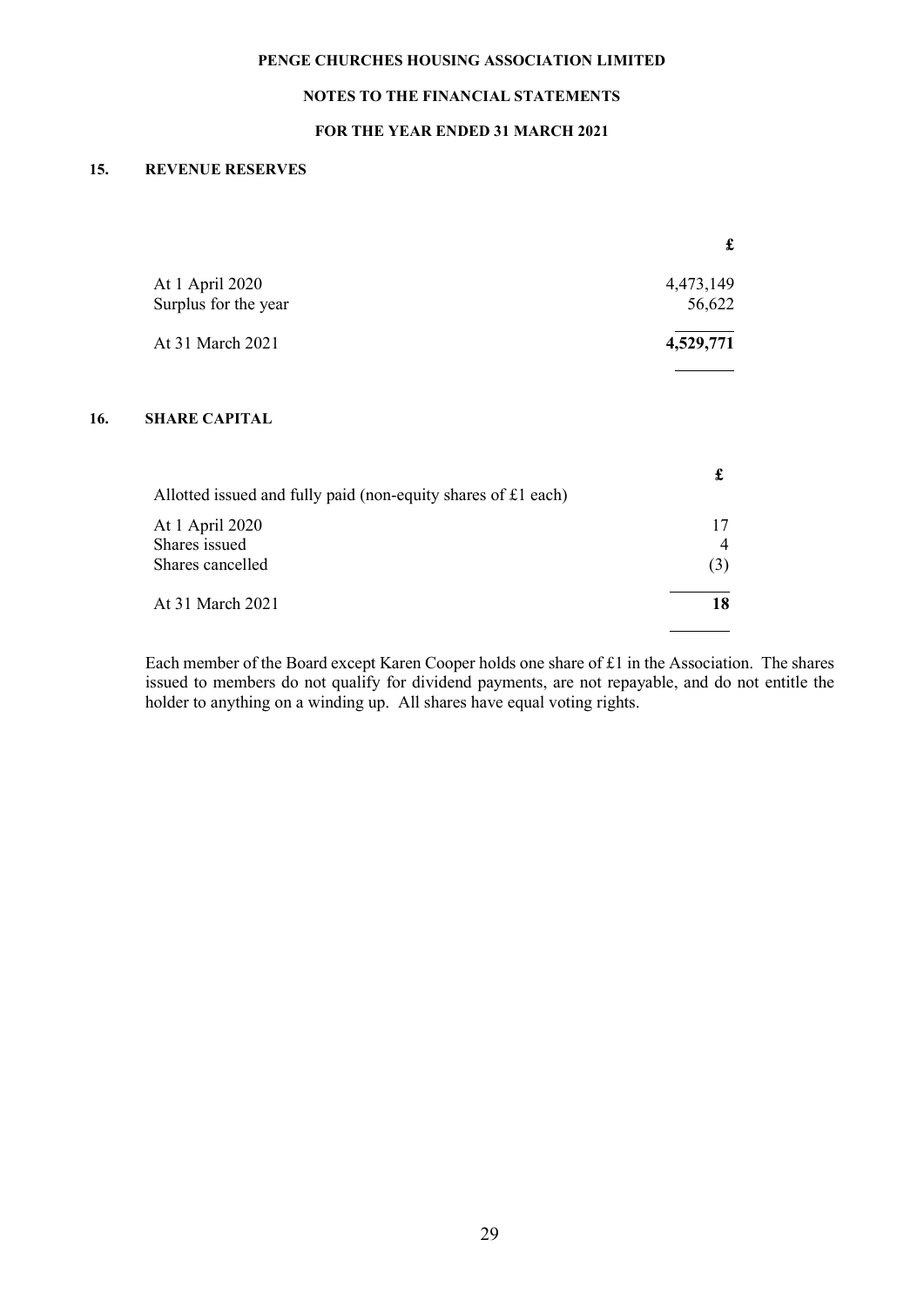## 15. REVENUE RESERVES

| | £ |
|---|---|
| At 1 April 2020 | 4,473,149 |
| Surplus for the year | 56,622 |
| At 31 March 2021 | **4,529,771** |

## 16. SHARE CAPITAL

| | £ |
|---|---|
| Allotted issued and fully paid (non-equity shares of £1 each) | |
| At 1 April 2020 | 17 |
| Shares issued | 4 |
| Shares cancelled | (3) |
| At 31 March 2021 | **18** |

Each member of the Board except Karen Cooper holds one share of £1 in the Association. The shares issued to members do not qualify for dividend payments, are not repayable, and do not entitle the holder to anything on a winding up. All shares have equal voting rights.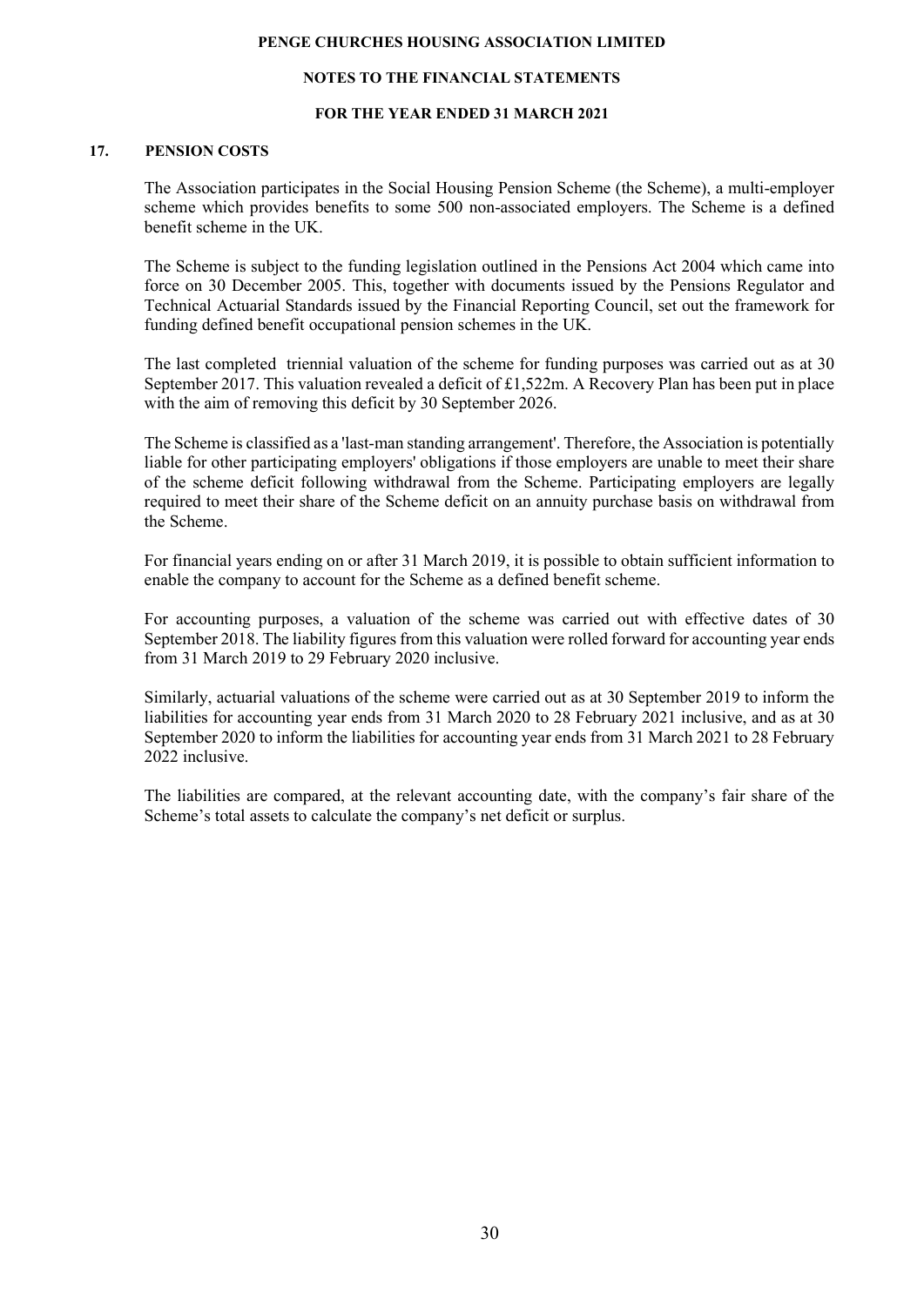## 17. PENSION COSTS

The Association participates in the Social Housing Pension Scheme (the Scheme), a multi-employer scheme which provides benefits to some 500 non-associated employers. The Scheme is a defined benefit scheme in the UK.

The Scheme is subject to the funding legislation outlined in the Pensions Act 2004 which came into force on 30 December 2005. This, together with documents issued by the Pensions Regulator and Technical Actuarial Standards issued by the Financial Reporting Council, set out the framework for funding defined benefit occupational pension schemes in the UK.

The last completed triennial valuation of the scheme for funding purposes was carried out as at 30 September 2017. This valuation revealed a deficit of £1,522m. A Recovery Plan has been put in place with the aim of removing this deficit by 30 September 2026.

The Scheme is classified as a 'last-man standing arrangement'. Therefore, the Association is potentially liable for other participating employers' obligations if those employers are unable to meet their share of the scheme deficit following withdrawal from the Scheme. Participating employers are legally required to meet their share of the Scheme deficit on an annuity purchase basis on withdrawal from the Scheme.

For financial years ending on or after 31 March 2019, it is possible to obtain sufficient information to enable the company to account for the Scheme as a defined benefit scheme.

For accounting purposes, a valuation of the scheme was carried out with effective dates of 30 September 2018. The liability figures from this valuation were rolled forward for accounting year ends from 31 March 2019 to 29 February 2020 inclusive.

Similarly, actuarial valuations of the scheme were carried out as at 30 September 2019 to inform the liabilities for accounting year ends from 31 March 2020 to 28 February 2021 inclusive, and as at 30 September 2020 to inform the liabilities for accounting year ends from 31 March 2021 to 28 February 2022 inclusive.

The liabilities are compared, at the relevant accounting date, with the company's fair share of the Scheme's total assets to calculate the company's net deficit or surplus.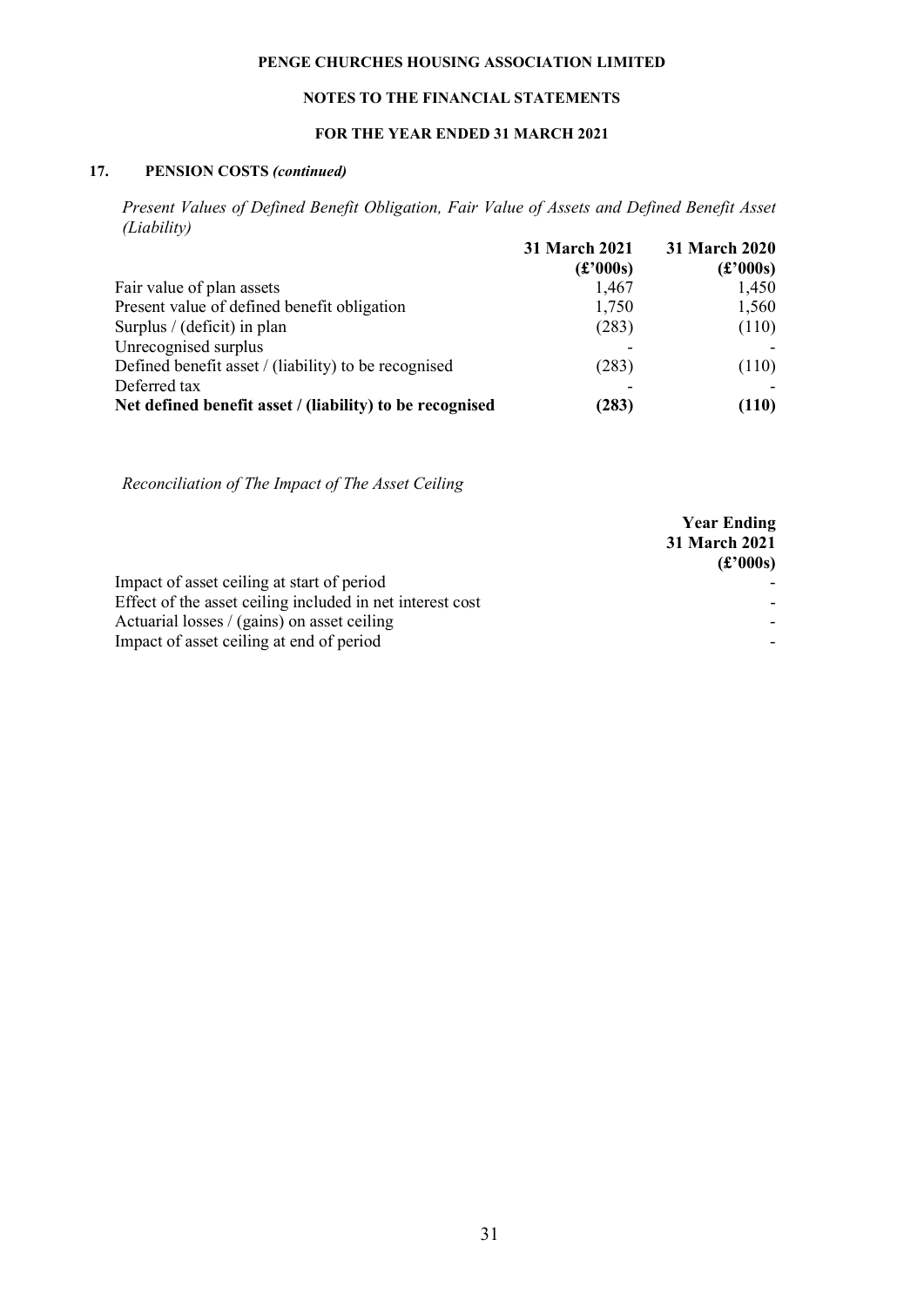## 17. PENSION COSTS *(continued)*

*Present Values of Defined Benefit Obligation, Fair Value of Assets and Defined Benefit Asset (Liability)*

| | 31 March 2021 (£'000s) | 31 March 2020 (£'000s) |
|---|---|---|
| Fair value of plan assets | 1,467 | 1,450 |
| Present value of defined benefit obligation | 1,750 | 1,560 |
| Surplus / (deficit) in plan | (283) | (110) |
| Unrecognised surplus | - | - |
| Defined benefit asset / (liability) to be recognised | (283) | (110) |
| Deferred tax | - | - |
| **Net defined benefit asset / (liability) to be recognised** | **(283)** | **(110)** |

*Reconciliation of The Impact of The Asset Ceiling*

| | Year Ending 31 March 2021 (£'000s) |
|---|---|
| Impact of asset ceiling at start of period | - |
| Effect of the asset ceiling included in net interest cost | - |
| Actuarial losses / (gains) on asset ceiling | - |
| Impact of asset ceiling at end of period | - |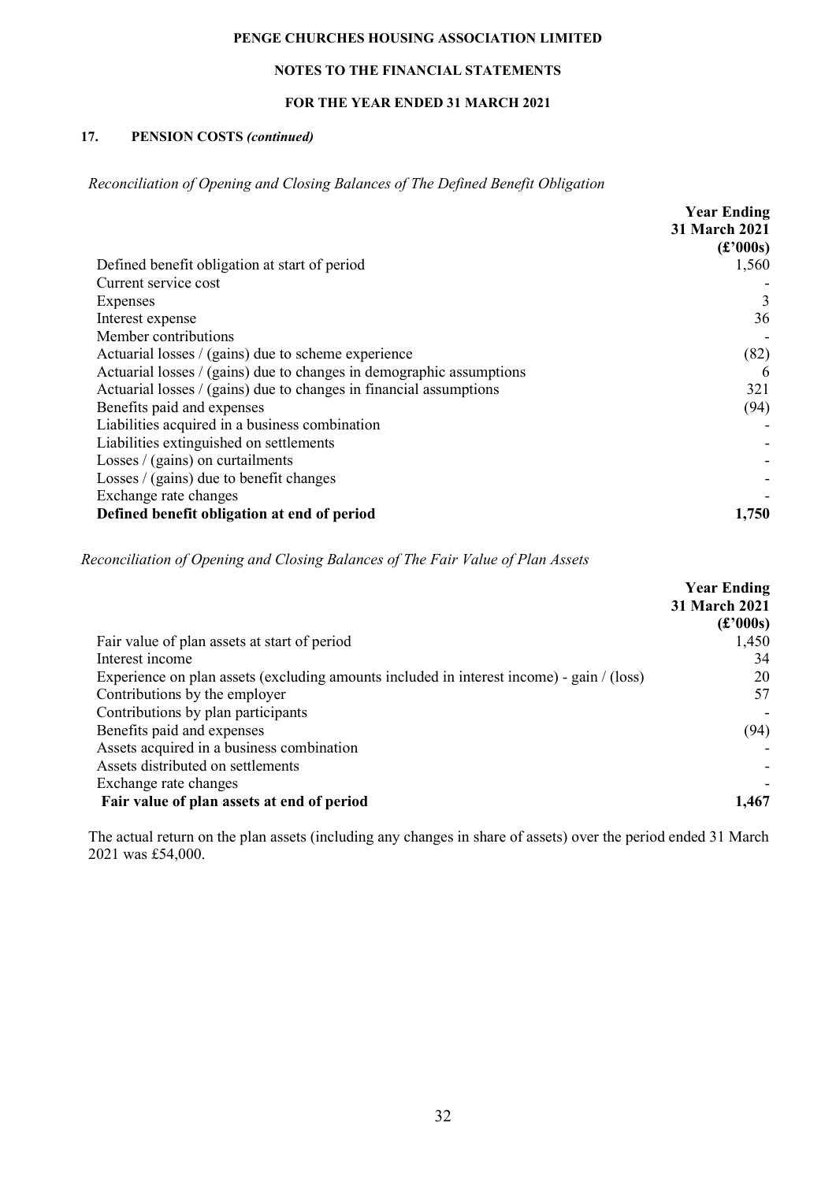**PENGE CHURCHES HOUSING ASSOCIATION LIMITED**

**NOTES TO THE FINANCIAL STATEMENTS**

**FOR THE YEAR ENDED 31 MARCH 2021**

### 17. PENSION COSTS *(continued)*

*Reconciliation of Opening and Closing Balances of The Defined Benefit Obligation*

| | Year Ending 31 March 2021 (£'000s) |
|---|---|
| Defined benefit obligation at start of period | 1,560 |
| Current service cost | - |
| Expenses | 3 |
| Interest expense | 36 |
| Member contributions | - |
| Actuarial losses / (gains) due to scheme experience | (82) |
| Actuarial losses / (gains) due to changes in demographic assumptions | 6 |
| Actuarial losses / (gains) due to changes in financial assumptions | 321 |
| Benefits paid and expenses | (94) |
| Liabilities acquired in a business combination | - |
| Liabilities extinguished on settlements | - |
| Losses / (gains) on curtailments | - |
| Losses / (gains) due to benefit changes | - |
| Exchange rate changes | - |
| **Defined benefit obligation at end of period** | **1,750** |

*Reconciliation of Opening and Closing Balances of The Fair Value of Plan Assets*

| | Year Ending 31 March 2021 (£'000s) |
|---|---|
| Fair value of plan assets at start of period | 1,450 |
| Interest income | 34 |
| Experience on plan assets (excluding amounts included in interest income) - gain / (loss) | 20 |
| Contributions by the employer | 57 |
| Contributions by plan participants | - |
| Benefits paid and expenses | (94) |
| Assets acquired in a business combination | - |
| Assets distributed on settlements | - |
| Exchange rate changes | - |
| **Fair value of plan assets at end of period** | **1,467** |

The actual return on the plan assets (including any changes in share of assets) over the period ended 31 March 2021 was £54,000.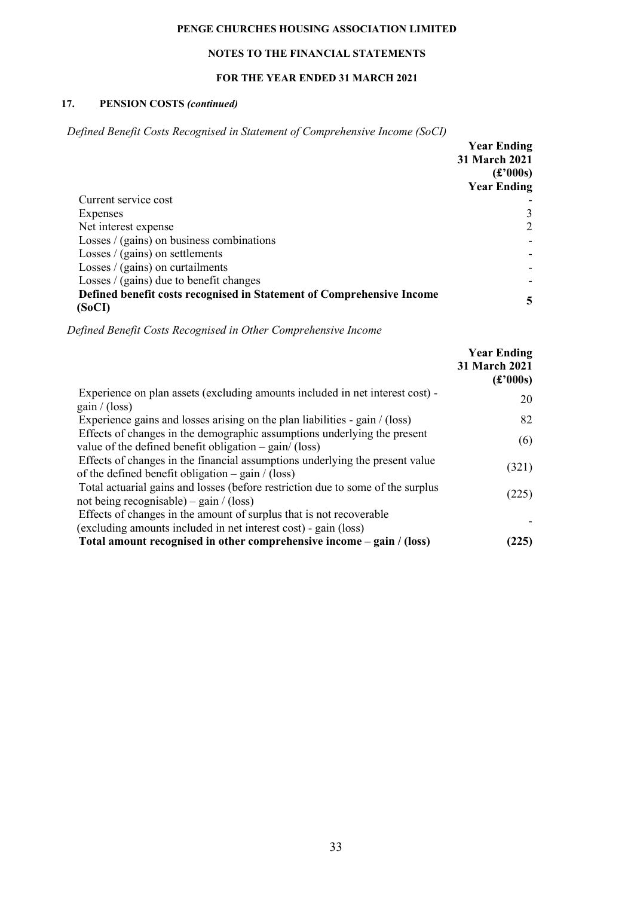## 17. PENSION COSTS *(continued)*

*Defined Benefit Costs Recognised in Statement of Comprehensive Income (SoCI)*

| | Year Ending 31 March 2021 (£'000s) Year Ending |
|---|---|
| Current service cost | - |
| Expenses | 3 |
| Net interest expense | 2 |
| Losses / (gains) on business combinations | - |
| Losses / (gains) on settlements | - |
| Losses / (gains) on curtailments | - |
| Losses / (gains) due to benefit changes | - |
| **Defined benefit costs recognised in Statement of Comprehensive Income (SoCI)** | **5** |

*Defined Benefit Costs Recognised in Other Comprehensive Income*

| | Year Ending 31 March 2021 (£'000s) |
|---|---|
| Experience on plan assets (excluding amounts included in net interest cost) - gain / (loss) | 20 |
| Experience gains and losses arising on the plan liabilities - gain / (loss) | 82 |
| Effects of changes in the demographic assumptions underlying the present value of the defined benefit obligation – gain/ (loss) | (6) |
| Effects of changes in the financial assumptions underlying the present value of the defined benefit obligation – gain / (loss) | (321) |
| Total actuarial gains and losses (before restriction due to some of the surplus not being recognisable) – gain / (loss) | (225) |
| Effects of changes in the amount of surplus that is not recoverable (excluding amounts included in net interest cost) - gain (loss) | - |
| **Total amount recognised in other comprehensive income – gain / (loss)** | **(225)** |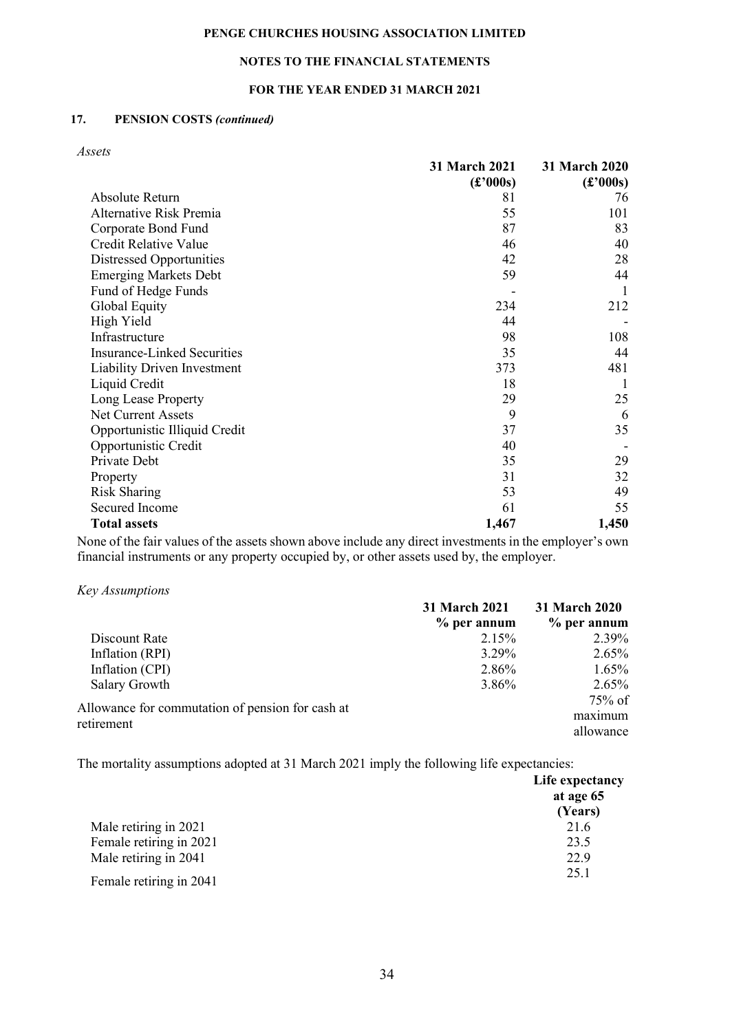### 17. PENSION COSTS *(continued)*

*Assets*

| | 31 March 2021 (£'000s) | 31 March 2020 (£'000s) |
|---|---|---|
| Absolute Return | 81 | 76 |
| Alternative Risk Premia | 55 | 101 |
| Corporate Bond Fund | 87 | 83 |
| Credit Relative Value | 46 | 40 |
| Distressed Opportunities | 42 | 28 |
| Emerging Markets Debt | 59 | 44 |
| Fund of Hedge Funds | - | 1 |
| Global Equity | 234 | 212 |
| High Yield | 44 | - |
| Infrastructure | 98 | 108 |
| Insurance-Linked Securities | 35 | 44 |
| Liability Driven Investment | 373 | 481 |
| Liquid Credit | 18 | 1 |
| Long Lease Property | 29 | 25 |
| Net Current Assets | 9 | 6 |
| Opportunistic Illiquid Credit | 37 | 35 |
| Opportunistic Credit | 40 | - |
| Private Debt | 35 | 29 |
| Property | 31 | 32 |
| Risk Sharing | 53 | 49 |
| Secured Income | 61 | 55 |
| **Total assets** | **1,467** | **1,450** |

None of the fair values of the assets shown above include any direct investments in the employer's own financial instruments or any property occupied by, or other assets used by, the employer.

*Key Assumptions*

| | 31 March 2021 % per annum | 31 March 2020 % per annum |
|---|---|---|
| Discount Rate | 2.15% | 2.39% |
| Inflation (RPI) | 3.29% | 2.65% |
| Inflation (CPI) | 2.86% | 1.65% |
| Salary Growth | 3.86% | 2.65% |
| Allowance for commutation of pension for cash at retirement | | 75% of maximum allowance |

The mortality assumptions adopted at 31 March 2021 imply the following life expectancies:

| | Life expectancy at age 65 (Years) |
|---|---|
| Male retiring in 2021 | 21.6 |
| Female retiring in 2021 | 23.5 |
| Male retiring in 2041 | 22.9 |
| Female retiring in 2041 | 25.1 |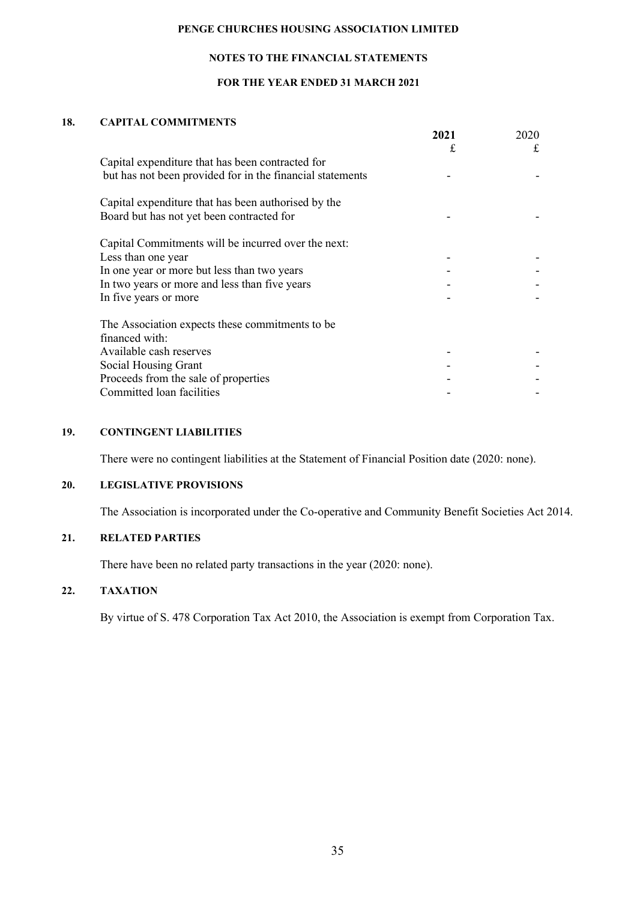**PENGE CHURCHES HOUSING ASSOCIATION LIMITED**

**NOTES TO THE FINANCIAL STATEMENTS**

**FOR THE YEAR ENDED 31 MARCH 2021**

## 18. CAPITAL COMMITMENTS

| | **2021** | 2020 |
|---|---|---|
| | £ | £ |
| Capital expenditure that has been contracted for but has not been provided for in the financial statements | - | - |
| Capital expenditure that has been authorised by the Board but has not yet been contracted for | - | - |
| Capital Commitments will be incurred over the next: | | |
| Less than one year | - | - |
| In one year or more but less than two years | - | - |
| In two years or more and less than five years | - | - |
| In five years or more | - | - |
| The Association expects these commitments to be financed with: | | |
| Available cash reserves | - | - |
| Social Housing Grant | - | - |
| Proceeds from the sale of properties | - | - |
| Committed loan facilities | - | - |

## 19. CONTINGENT LIABILITIES

There were no contingent liabilities at the Statement of Financial Position date (2020: none).

## 20. LEGISLATIVE PROVISIONS

The Association is incorporated under the Co-operative and Community Benefit Societies Act 2014.

## 21. RELATED PARTIES

There have been no related party transactions in the year (2020: none).

## 22. TAXATION

By virtue of S. 478 Corporation Tax Act 2010, the Association is exempt from Corporation Tax.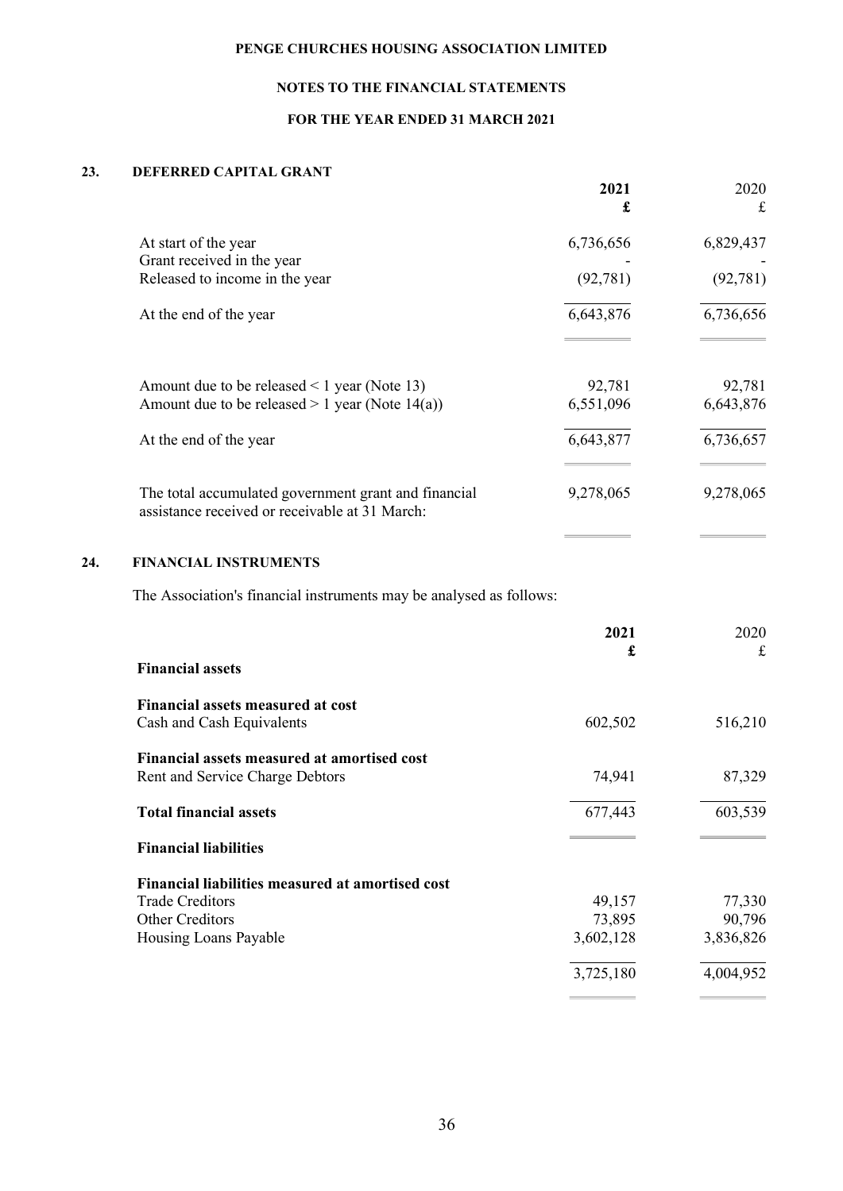## 23. DEFERRED CAPITAL GRANT

| | **2021 £** | 2020 £ |
|---|---|---|
| At start of the year | 6,736,656 | 6,829,437 |
| Grant received in the year | - | - |
| Released to income in the year | (92,781) | (92,781) |
| At the end of the year | 6,643,876 | 6,736,656 |
| | | |
| Amount due to be released < 1 year (Note 13) | 92,781 | 92,781 |
| Amount due to be released > 1 year (Note 14(a)) | 6,551,096 | 6,643,876 |
| At the end of the year | 6,643,877 | 6,736,657 |
| | | |
| The total accumulated government grant and financial assistance received or receivable at 31 March: | 9,278,065 | 9,278,065 |

## 24. FINANCIAL INSTRUMENTS

The Association's financial instruments may be analysed as follows:

| | **2021 £** | 2020 £ |
|---|---|---|
| **Financial assets** | | |
| **Financial assets measured at cost** | | |
| Cash and Cash Equivalents | 602,502 | 516,210 |
| **Financial assets measured at amortised cost** | | |
| Rent and Service Charge Debtors | 74,941 | 87,329 |
| **Total financial assets** | 677,443 | 603,539 |
| **Financial liabilities** | | |
| **Financial liabilities measured at amortised cost** | | |
| Trade Creditors | 49,157 | 77,330 |
| Other Creditors | 73,895 | 90,796 |
| Housing Loans Payable | 3,602,128 | 3,836,826 |
| | 3,725,180 | 4,004,952 |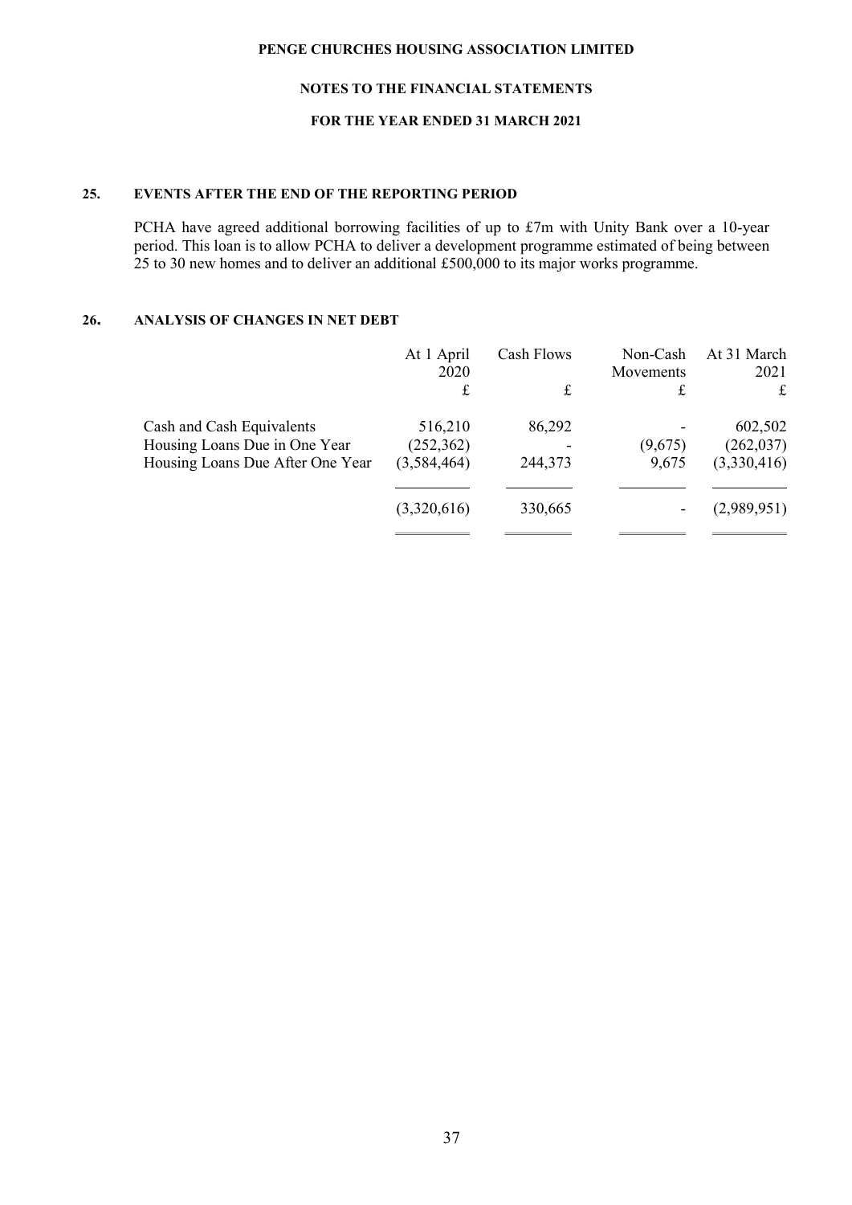**PENGE CHURCHES HOUSING ASSOCIATION LIMITED**

**NOTES TO THE FINANCIAL STATEMENTS**

**FOR THE YEAR ENDED 31 MARCH 2021**

## 25. EVENTS AFTER THE END OF THE REPORTING PERIOD

PCHA have agreed additional borrowing facilities of up to £7m with Unity Bank over a 10-year period. This loan is to allow PCHA to deliver a development programme estimated of being between 25 to 30 new homes and to deliver an additional £500,000 to its major works programme.

## 26. ANALYSIS OF CHANGES IN NET DEBT

| | At 1 April 2020 | Cash Flows | Non-Cash Movements | At 31 March 2021 |
|---|---|---|---|---|
| | £ | £ | £ | £ |
| Cash and Cash Equivalents | 516,210 | 86,292 | - | 602,502 |
| Housing Loans Due in One Year | (252,362) | - | (9,675) | (262,037) |
| Housing Loans Due After One Year | (3,584,464) | 244,373 | 9,675 | (3,330,416) |
| | (3,320,616) | 330,665 | - | (2,989,951) |